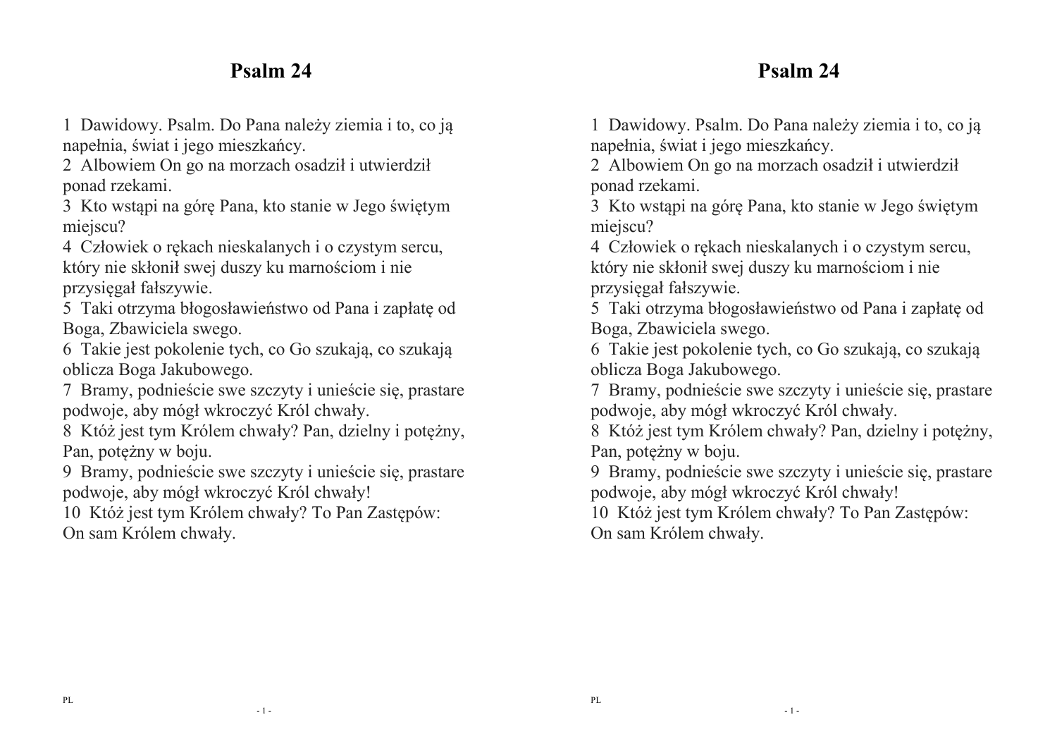# Psalm 24

1 Dawidowy. Psalm. Do Pana należy ziemia i to, co ją napełnia, świat i jego mieszkańcy.
2 Albowiem On go na morzach osadził i utwierdził ponad rzekami.
3 Kto wstąpi na górę Pana, kto stanie w Jego świętym miejscu?
4 Człowiek o rękach nieskalanych i o czystym sercu, który nie skłonił swej duszy ku marnościom i nie przysięgał fałszywie.
5 Taki otrzyma błogosławieństwo od Pana i zapłatę od Boga, Zbawiciela swego.
6 Takie jest pokolenie tych, co Go szukają, co szukają oblicza Boga Jakubowego.
7 Bramy, podnieście swe szczyty i unieście się, prastare podwoje, aby mógł wkroczyć Król chwały.
8 Któż jest tym Królem chwały? Pan, dzielny i potężny, Pan, potężny w boju.
9 Bramy, podnieście swe szczyty i unieście się, prastare podwoje, aby mógł wkroczyć Król chwały!
10 Któż jest tym Królem chwały? To Pan Zastępów: On sam Królem chwały.

# Psalm 24

1 Dawidowy. Psalm. Do Pana należy ziemia i to, co ją napełnia, świat i jego mieszkańcy.
2 Albowiem On go na morzach osadził i utwierdził ponad rzekami.
3 Kto wstąpi na górę Pana, kto stanie w Jego świętym miejscu?
4 Człowiek o rękach nieskalanych i o czystym sercu, który nie skłonił swej duszy ku marnościom i nie przysięgał fałszywie.
5 Taki otrzyma błogosławieństwo od Pana i zapłatę od Boga, Zbawiciela swego.
6 Takie jest pokolenie tych, co Go szukają, co szukają oblicza Boga Jakubowego.
7 Bramy, podnieście swe szczyty i unieście się, prastare podwoje, aby mógł wkroczyć Król chwały.
8 Któż jest tym Królem chwały? Pan, dzielny i potężny, Pan, potężny w boju.
9 Bramy, podnieście swe szczyty i unieście się, prastare podwoje, aby mógł wkroczyć Król chwały!
10 Któż jest tym Królem chwały? To Pan Zastępów: On sam Królem chwały.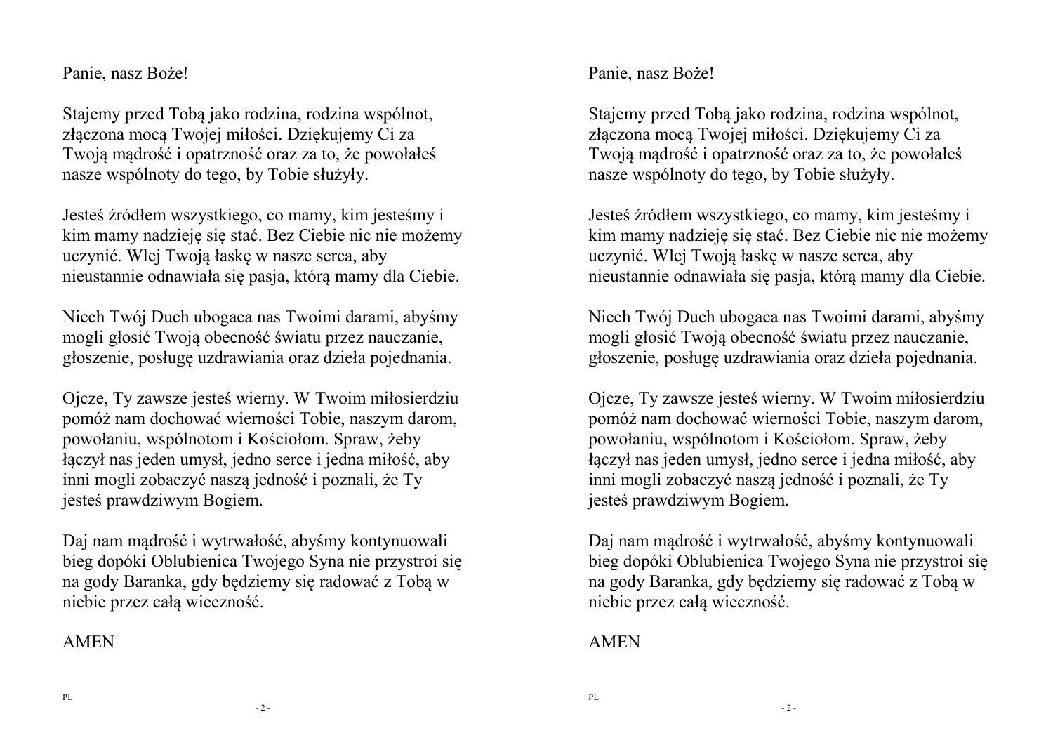Panie, nasz Boże!

Stajemy przed Tobą jako rodzina, rodzina wspólnot, złączona mocą Twojej miłości. Dziękujemy Ci za Twoją mądrość i opatrzność oraz za to, że powołałeś nasze wspólnoty do tego, by Tobie służyły.

Jesteś źródłem wszystkiego, co mamy, kim jesteśmy i kim mamy nadzieję się stać. Bez Ciebie nic nie możemy uczynić. Wlej Twoją łaskę w nasze serca, aby nieustannie odnawiała się pasja, którą mamy dla Ciebie.

Niech Twój Duch ubogaca nas Twoimi darami, abyśmy mogli głosić Twoją obecność światu przez nauczanie, głoszenie, posługę uzdrawiania oraz dzieła pojednania.

Ojcze, Ty zawsze jesteś wierny. W Twoim miłosierdziu pomóż nam dochować wierności Tobie, naszym darom, powołaniu, wspólnotom i Kościołom. Spraw, żeby łączył nas jeden umysł, jedno serce i jedna miłość, aby inni mogli zobaczyć naszą jedność i poznali, że Ty jesteś prawdziwym Bogiem.

Daj nam mądrość i wytrwałość, abyśmy kontynuowali bieg dopóki Oblubienica Twojego Syna nie przystroi się na gody Baranka, gdy będziemy się radować z Tobą w niebie przez całą wieczność.

AMEN

Panie, nasz Boże!

Stajemy przed Tobą jako rodzina, rodzina wspólnot, złączona mocą Twojej miłości. Dziękujemy Ci za Twoją mądrość i opatrzność oraz za to, że powołałeś nasze wspólnoty do tego, by Tobie służyły.

Jesteś źródłem wszystkiego, co mamy, kim jesteśmy i kim mamy nadzieję się stać. Bez Ciebie nic nie możemy uczynić. Wlej Twoją łaskę w nasze serca, aby nieustannie odnawiała się pasja, którą mamy dla Ciebie.

Niech Twój Duch ubogaca nas Twoimi darami, abyśmy mogli głosić Twoją obecność światu przez nauczanie, głoszenie, posługę uzdrawiania oraz dzieła pojednania.

Ojcze, Ty zawsze jesteś wierny. W Twoim miłosierdziu pomóż nam dochować wierności Tobie, naszym darom, powołaniu, wspólnotom i Kościołom. Spraw, żeby łączył nas jeden umysł, jedno serce i jedna miłość, aby inni mogli zobaczyć naszą jedność i poznali, że Ty jesteś prawdziwym Bogiem.

Daj nam mądrość i wytrwałość, abyśmy kontynuowali bieg dopóki Oblubienica Twojego Syna nie przystroi się na gody Baranka, gdy będziemy się radować z Tobą w niebie przez całą wieczność.

AMEN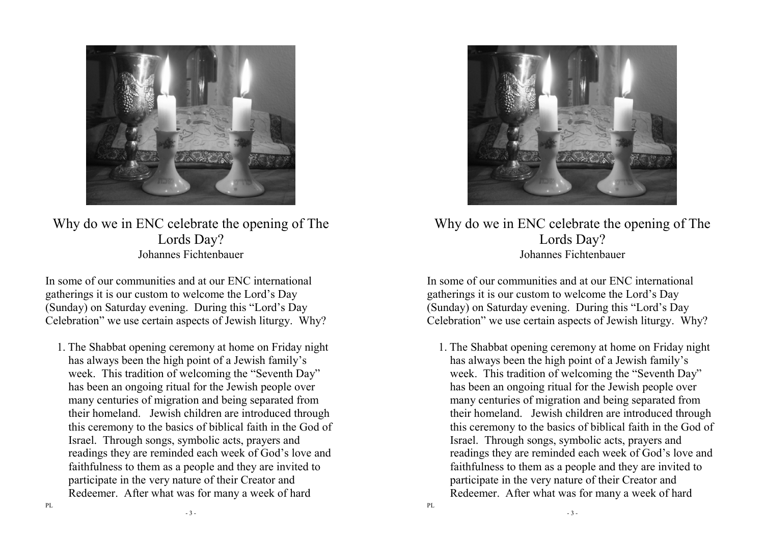# Why do we in ENC celebrate the opening of The Lords Day?

Johannes Fichtenbauer

In some of our communities and at our ENC international gatherings it is our custom to welcome the Lord's Day (Sunday) on Saturday evening. During this "Lord's Day Celebration" we use certain aspects of Jewish liturgy. Why?

1. The Shabbat opening ceremony at home on Friday night has always been the high point of a Jewish family's week. This tradition of welcoming the "Seventh Day" has been an ongoing ritual for the Jewish people over many centuries of migration and being separated from their homeland. Jewish children are introduced through this ceremony to the basics of biblical faith in the God of Israel. Through songs, symbolic acts, prayers and readings they are reminded each week of God's love and faithfulness to them as a people and they are invited to participate in the very nature of their Creator and Redeemer. After what was for many a week of hard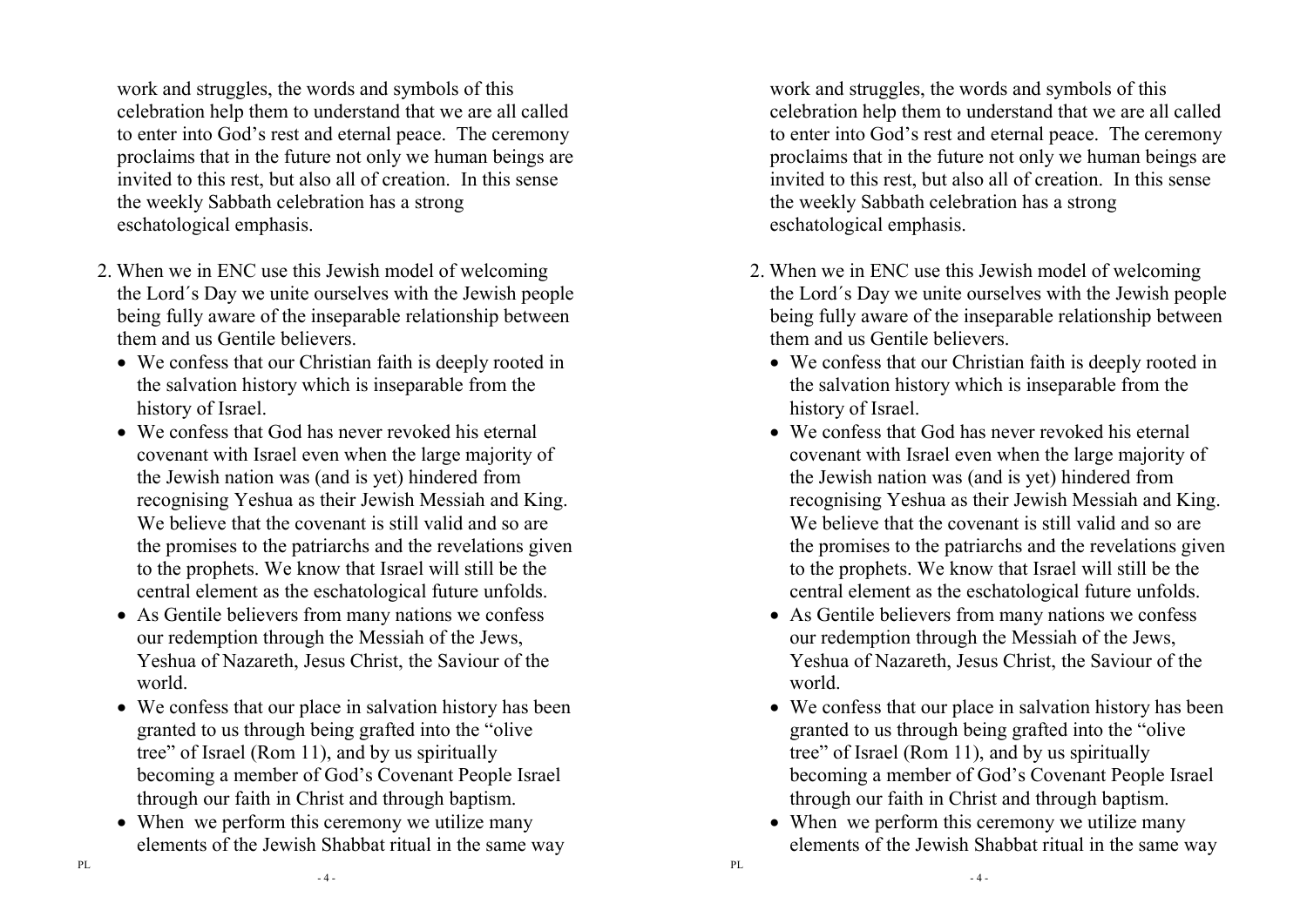work and struggles, the words and symbols of this celebration help them to understand that we are all called to enter into God's rest and eternal peace. The ceremony proclaims that in the future not only we human beings are invited to this rest, but also all of creation. In this sense the weekly Sabbath celebration has a strong eschatological emphasis.

2. When we in ENC use this Jewish model of welcoming the Lord´s Day we unite ourselves with the Jewish people being fully aware of the inseparable relationship between them and us Gentile believers.
   - We confess that our Christian faith is deeply rooted in the salvation history which is inseparable from the history of Israel.
   - We confess that God has never revoked his eternal covenant with Israel even when the large majority of the Jewish nation was (and is yet) hindered from recognising Yeshua as their Jewish Messiah and King. We believe that the covenant is still valid and so are the promises to the patriarchs and the revelations given to the prophets. We know that Israel will still be the central element as the eschatological future unfolds.
   - As Gentile believers from many nations we confess our redemption through the Messiah of the Jews, Yeshua of Nazareth, Jesus Christ, the Saviour of the world.
   - We confess that our place in salvation history has been granted to us through being grafted into the "olive tree" of Israel (Rom 11), and by us spiritually becoming a member of God's Covenant People Israel through our faith in Christ and through baptism.
   - When we perform this ceremony we utilize many elements of the Jewish Shabbat ritual in the same way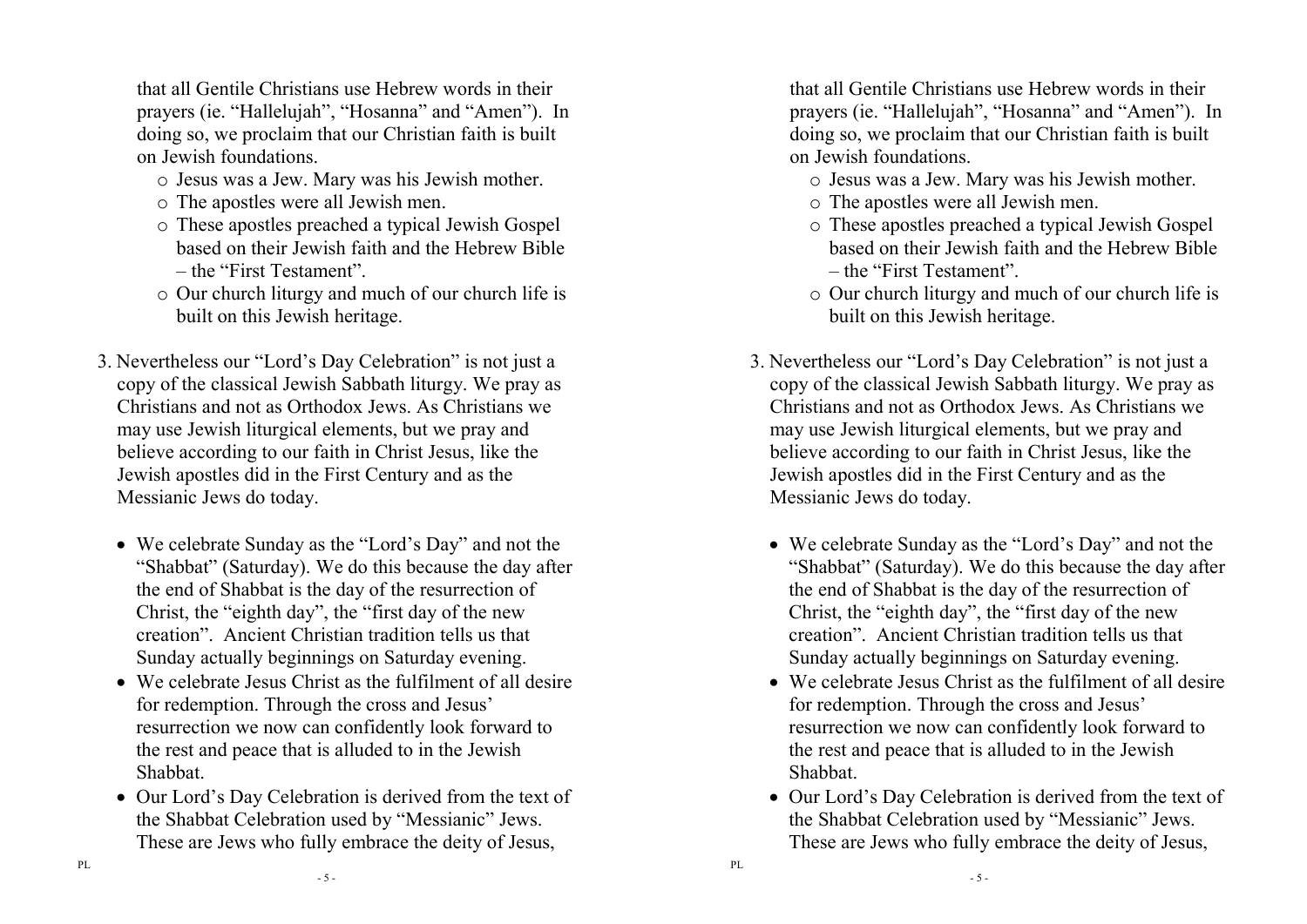that all Gentile Christians use Hebrew words in their prayers (ie. "Hallelujah", "Hosanna" and "Amen"). In doing so, we proclaim that our Christian faith is built on Jewish foundations.

- Jesus was a Jew. Mary was his Jewish mother.
- The apostles were all Jewish men.
- These apostles preached a typical Jewish Gospel based on their Jewish faith and the Hebrew Bible – the "First Testament".
- Our church liturgy and much of our church life is built on this Jewish heritage.

3. Nevertheless our "Lord's Day Celebration" is not just a copy of the classical Jewish Sabbath liturgy. We pray as Christians and not as Orthodox Jews. As Christians we may use Jewish liturgical elements, but we pray and believe according to our faith in Christ Jesus, like the Jewish apostles did in the First Century and as the Messianic Jews do today.

   - We celebrate Sunday as the "Lord's Day" and not the "Shabbat" (Saturday). We do this because the day after the end of Shabbat is the day of the resurrection of Christ, the "eighth day", the "first day of the new creation". Ancient Christian tradition tells us that Sunday actually beginnings on Saturday evening.
   - We celebrate Jesus Christ as the fulfilment of all desire for redemption. Through the cross and Jesus' resurrection we now can confidently look forward to the rest and peace that is alluded to in the Jewish Shabbat.
   - Our Lord's Day Celebration is derived from the text of the Shabbat Celebration used by "Messianic" Jews. These are Jews who fully embrace the deity of Jesus,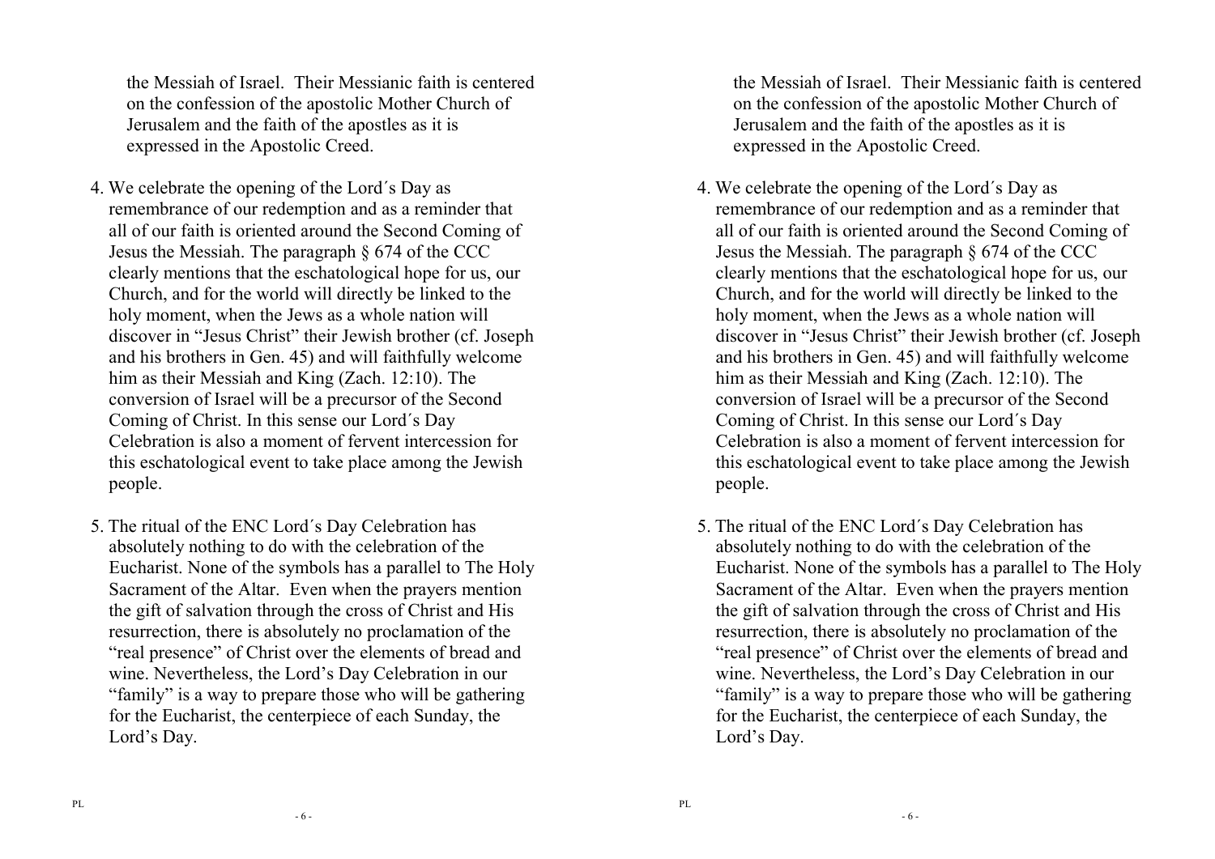the Messiah of Israel. Their Messianic faith is centered on the confession of the apostolic Mother Church of Jerusalem and the faith of the apostles as it is expressed in the Apostolic Creed.

4. We celebrate the opening of the Lord´s Day as remembrance of our redemption and as a reminder that all of our faith is oriented around the Second Coming of Jesus the Messiah. The paragraph § 674 of the CCC clearly mentions that the eschatological hope for us, our Church, and for the world will directly be linked to the holy moment, when the Jews as a whole nation will discover in "Jesus Christ" their Jewish brother (cf. Joseph and his brothers in Gen. 45) and will faithfully welcome him as their Messiah and King (Zach. 12:10). The conversion of Israel will be a precursor of the Second Coming of Christ. In this sense our Lord´s Day Celebration is also a moment of fervent intercession for this eschatological event to take place among the Jewish people.

5. The ritual of the ENC Lord´s Day Celebration has absolutely nothing to do with the celebration of the Eucharist. None of the symbols has a parallel to The Holy Sacrament of the Altar. Even when the prayers mention the gift of salvation through the cross of Christ and His resurrection, there is absolutely no proclamation of the "real presence" of Christ over the elements of bread and wine. Nevertheless, the Lord's Day Celebration in our "family" is a way to prepare those who will be gathering for the Eucharist, the centerpiece of each Sunday, the Lord's Day.

the Messiah of Israel. Their Messianic faith is centered on the confession of the apostolic Mother Church of Jerusalem and the faith of the apostles as it is expressed in the Apostolic Creed.

4. We celebrate the opening of the Lord´s Day as remembrance of our redemption and as a reminder that all of our faith is oriented around the Second Coming of Jesus the Messiah. The paragraph § 674 of the CCC clearly mentions that the eschatological hope for us, our Church, and for the world will directly be linked to the holy moment, when the Jews as a whole nation will discover in "Jesus Christ" their Jewish brother (cf. Joseph and his brothers in Gen. 45) and will faithfully welcome him as their Messiah and King (Zach. 12:10). The conversion of Israel will be a precursor of the Second Coming of Christ. In this sense our Lord´s Day Celebration is also a moment of fervent intercession for this eschatological event to take place among the Jewish people.

5. The ritual of the ENC Lord´s Day Celebration has absolutely nothing to do with the celebration of the Eucharist. None of the symbols has a parallel to The Holy Sacrament of the Altar. Even when the prayers mention the gift of salvation through the cross of Christ and His resurrection, there is absolutely no proclamation of the "real presence" of Christ over the elements of bread and wine. Nevertheless, the Lord's Day Celebration in our "family" is a way to prepare those who will be gathering for the Eucharist, the centerpiece of each Sunday, the Lord's Day.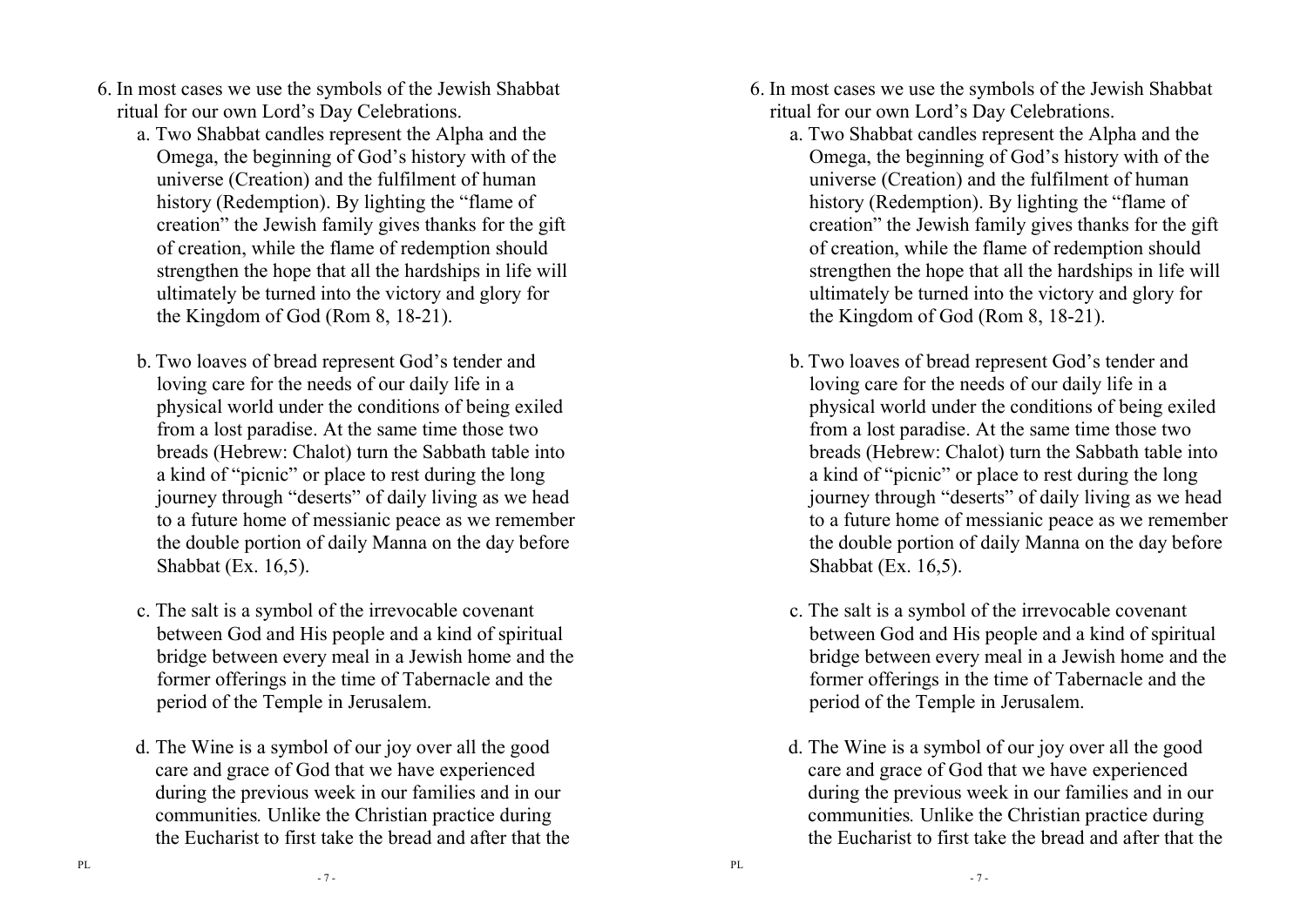6. In most cases we use the symbols of the Jewish Shabbat ritual for our own Lord's Day Celebrations.
   a. Two Shabbat candles represent the Alpha and the Omega, the beginning of God's history with of the universe (Creation) and the fulfilment of human history (Redemption). By lighting the "flame of creation" the Jewish family gives thanks for the gift of creation, while the flame of redemption should strengthen the hope that all the hardships in life will ultimately be turned into the victory and glory for the Kingdom of God (Rom 8, 18-21).

   b. Two loaves of bread represent God's tender and loving care for the needs of our daily life in a physical world under the conditions of being exiled from a lost paradise. At the same time those two breads (Hebrew: Chalot) turn the Sabbath table into a kind of "picnic" or place to rest during the long journey through "deserts" of daily living as we head to a future home of messianic peace as we remember the double portion of daily Manna on the day before Shabbat (Ex. 16,5).

   c. The salt is a symbol of the irrevocable covenant between God and His people and a kind of spiritual bridge between every meal in a Jewish home and the former offerings in the time of Tabernacle and the period of the Temple in Jerusalem.

   d. The Wine is a symbol of our joy over all the good care and grace of God that we have experienced during the previous week in our families and in our communities. Unlike the Christian practice during the Eucharist to first take the bread and after that the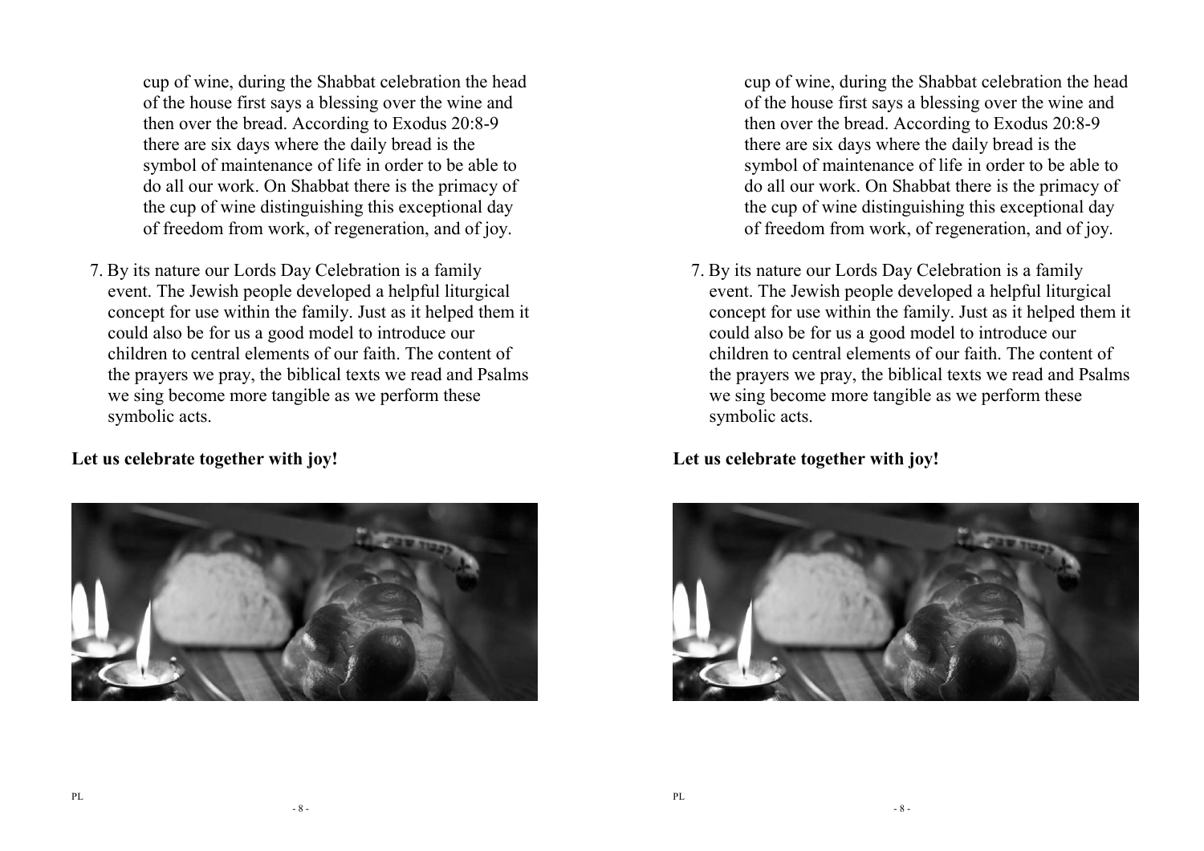cup of wine, during the Shabbat celebration the head of the house first says a blessing over the wine and then over the bread. According to Exodus 20:8-9 there are six days where the daily bread is the symbol of maintenance of life in order to be able to do all our work. On Shabbat there is the primacy of the cup of wine distinguishing this exceptional day of freedom from work, of regeneration, and of joy.

7. By its nature our Lords Day Celebration is a family event. The Jewish people developed a helpful liturgical concept for use within the family. Just as it helped them it could also be for us a good model to introduce our children to central elements of our faith. The content of the prayers we pray, the biblical texts we read and Psalms we sing become more tangible as we perform these symbolic acts.

**Let us celebrate together with joy!**

cup of wine, during the Shabbat celebration the head of the house first says a blessing over the wine and then over the bread. According to Exodus 20:8-9 there are six days where the daily bread is the symbol of maintenance of life in order to be able to do all our work. On Shabbat there is the primacy of the cup of wine distinguishing this exceptional day of freedom from work, of regeneration, and of joy.

7. By its nature our Lords Day Celebration is a family event. The Jewish people developed a helpful liturgical concept for use within the family. Just as it helped them it could also be for us a good model to introduce our children to central elements of our faith. The content of the prayers we pray, the biblical texts we read and Psalms we sing become more tangible as we perform these symbolic acts.

**Let us celebrate together with joy!**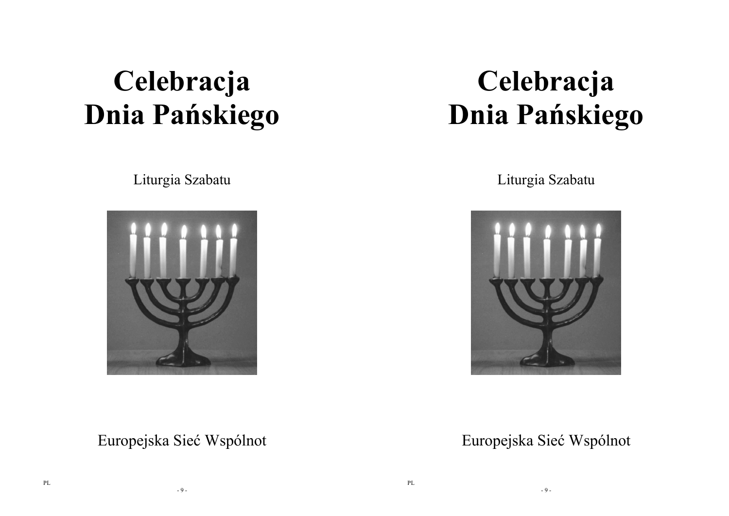# Celebracja Dnia Pańskiego

Liturgia Szabatu

Europejska Sieć Wspólnot

# Celebracja Dnia Pańskiego

Liturgia Szabatu

Europejska Sieć Wspólnot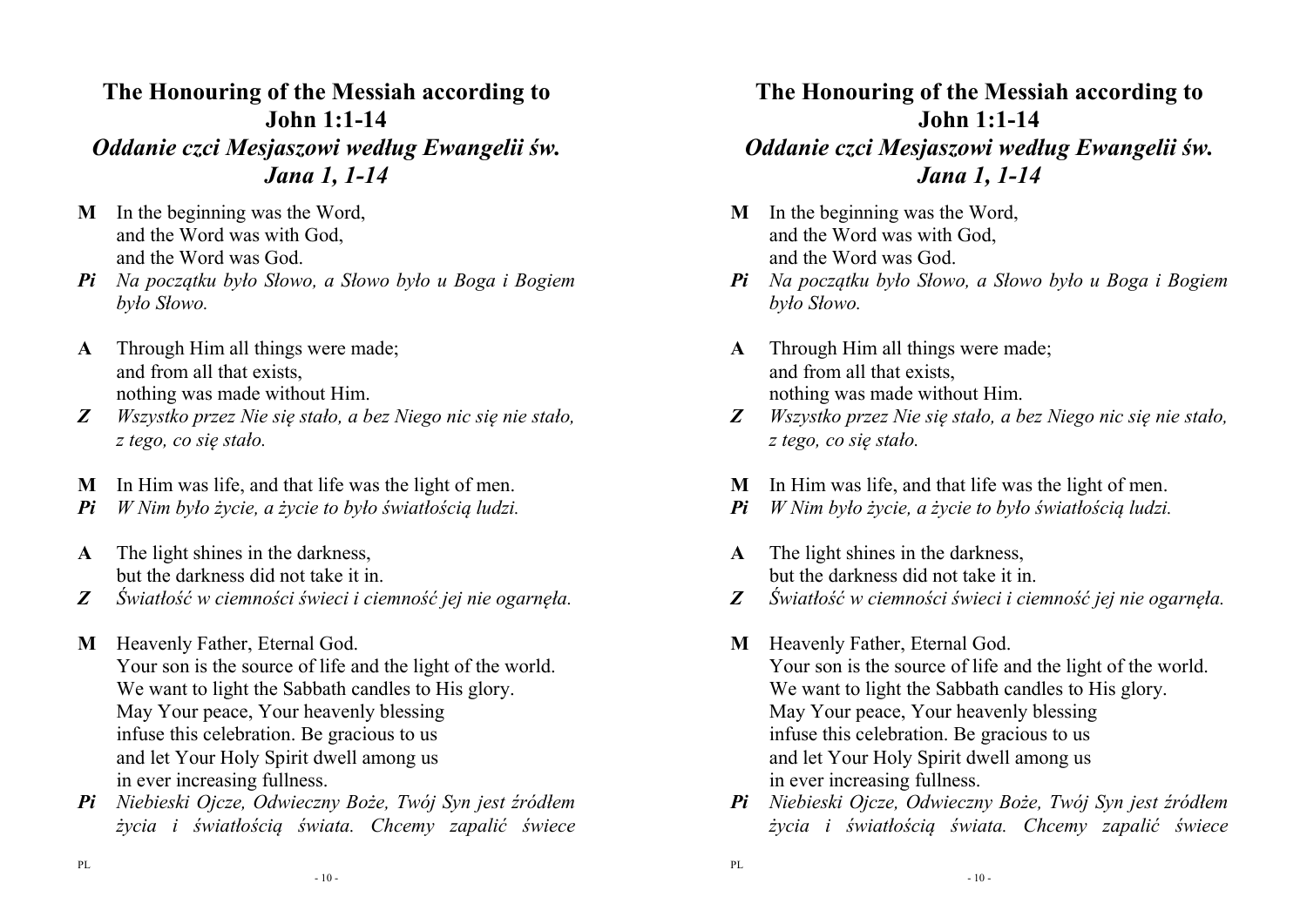## The Honouring of the Messiah according to John 1:1-14
## *Oddanie czci Mesjaszowi według Ewangelii św. Jana 1, 1-14*

**M** In the beginning was the Word,
and the Word was with God,
and the Word was God.

***Pi*** *Na początku było Słowo, a Słowo było u Boga i Bogiem było Słowo.*

**A** Through Him all things were made;
and from all that exists,
nothing was made without Him.

***Z*** *Wszystko przez Nie się stało, a bez Niego nic się nie stało, z tego, co się stało.*

**M** In Him was life, and that life was the light of men.

***Pi*** *W Nim było życie, a życie to było światłością ludzi.*

**A** The light shines in the darkness,
but the darkness did not take it in.

***Z*** *Światłość w ciemności świeci i ciemność jej nie ogarnęła.*

**M** Heavenly Father, Eternal God.
Your son is the source of life and the light of the world.
We want to light the Sabbath candles to His glory.
May Your peace, Your heavenly blessing
infuse this celebration. Be gracious to us
and let Your Holy Spirit dwell among us
in ever increasing fullness.

***Pi*** *Niebieski Ojcze, Odwieczny Boże, Twój Syn jest źródłem życia i światłością świata. Chcemy zapalić świece*

## The Honouring of the Messiah according to John 1:1-14
## *Oddanie czci Mesjaszowi według Ewangelii św. Jana 1, 1-14*

**M** In the beginning was the Word,
and the Word was with God,
and the Word was God.

***Pi*** *Na początku było Słowo, a Słowo było u Boga i Bogiem było Słowo.*

**A** Through Him all things were made;
and from all that exists,
nothing was made without Him.

***Z*** *Wszystko przez Nie się stało, a bez Niego nic się nie stało, z tego, co się stało.*

**M** In Him was life, and that life was the light of men.

***Pi*** *W Nim było życie, a życie to było światłością ludzi.*

**A** The light shines in the darkness,
but the darkness did not take it in.

***Z*** *Światłość w ciemności świeci i ciemność jej nie ogarnęła.*

**M** Heavenly Father, Eternal God.
Your son is the source of life and the light of the world.
We want to light the Sabbath candles to His glory.
May Your peace, Your heavenly blessing
infuse this celebration. Be gracious to us
and let Your Holy Spirit dwell among us
in ever increasing fullness.

***Pi*** *Niebieski Ojcze, Odwieczny Boże, Twój Syn jest źródłem życia i światłością świata. Chcemy zapalić świece*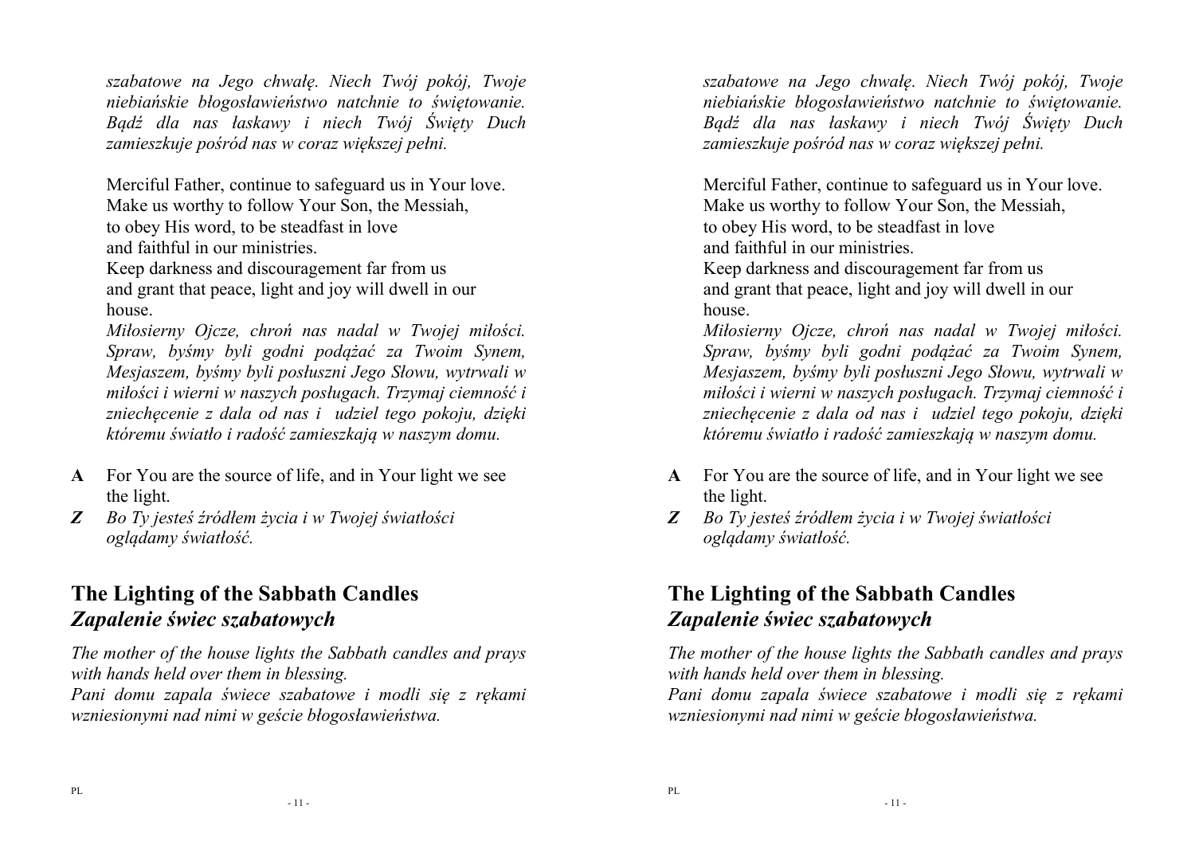*szabatowe na Jego chwałę. Niech Twój pokój, Twoje niebiańskie błogosławieństwo natchnie to świętowanie. Bądź dla nas łaskawy i niech Twój Święty Duch zamieszkuje pośród nas w coraz większej pełni.*

Merciful Father, continue to safeguard us in Your love.
Make us worthy to follow Your Son, the Messiah,
to obey His word, to be steadfast in love
and faithful in our ministries.
Keep darkness and discouragement far from us
and grant that peace, light and joy will dwell in our house.

*Miłosierny Ojcze, chroń nas nadal w Twojej miłości. Spraw, byśmy byli godni podążać za Twoim Synem, Mesjaszem, byśmy byli posłuszni Jego Słowu, wytrwali w miłości i wierni w naszych posługach. Trzymaj ciemność i zniechęcenie z dala od nas i udziel tego pokoju, dzięki któremu światło i radość zamieszkają w naszym domu.*

**A** For You are the source of life, and in Your light we see the light.

***Z*** *Bo Ty jesteś źródłem życia i w Twojej światłości oglądamy światłość.*

## The Lighting of the Sabbath Candles
## *Zapalenie świec szabatowych*

*The mother of the house lights the Sabbath candles and prays with hands held over them in blessing.*

*Pani domu zapala świece szabatowe i modli się z rękami wzniesionymi nad nimi w geście błogosławieństwa.*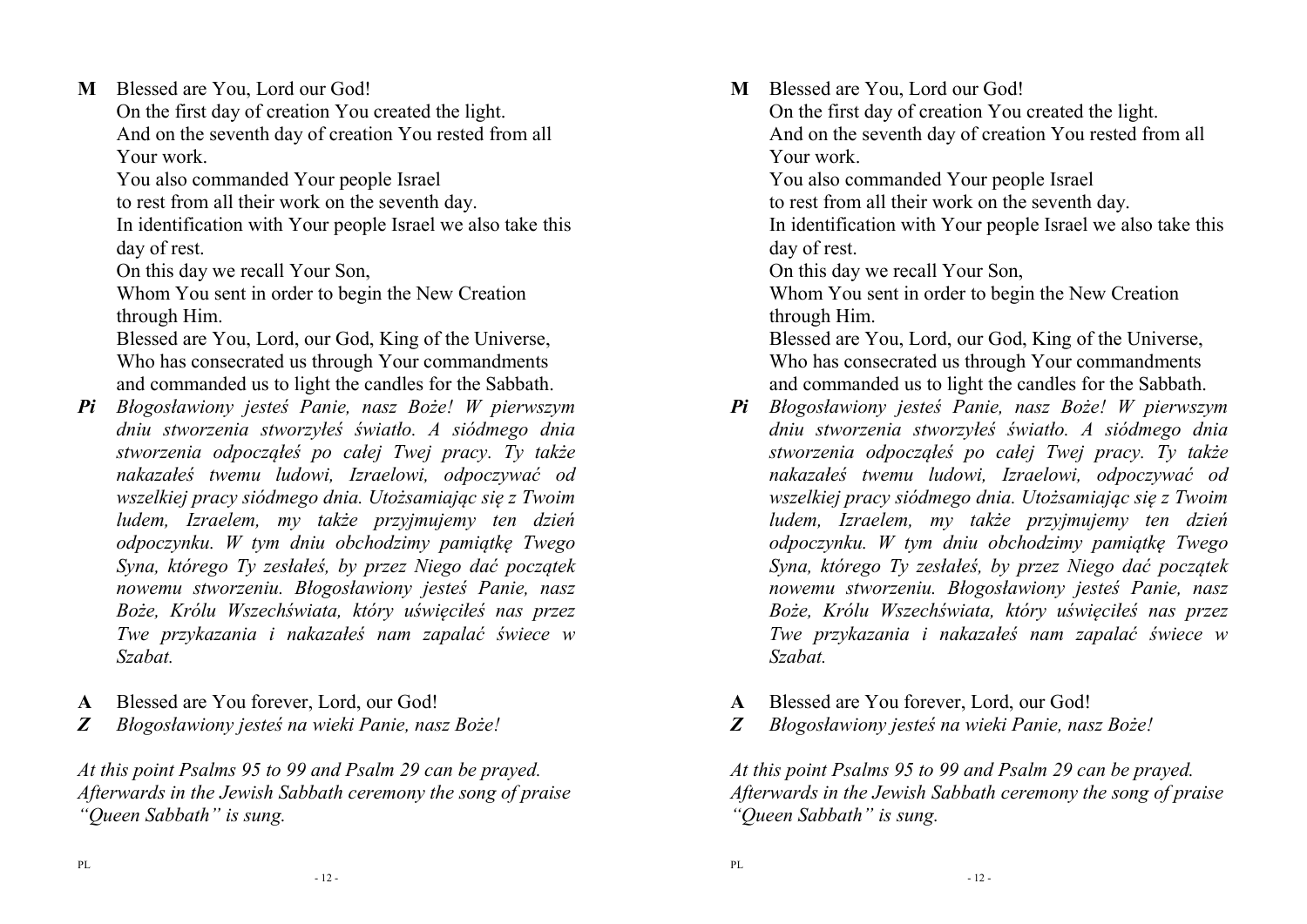**M** Blessed are You, Lord our God!
On the first day of creation You created the light.
And on the seventh day of creation You rested from all Your work.
You also commanded Your people Israel
to rest from all their work on the seventh day.
In identification with Your people Israel we also take this day of rest.
On this day we recall Your Son,
Whom You sent in order to begin the New Creation through Him.
Blessed are You, Lord, our God, King of the Universe,
Who has consecrated us through Your commandments
and commanded us to light the candles for the Sabbath.

***Pi*** *Błogosławiony jesteś Panie, nasz Boże! W pierwszym dniu stworzenia stworzyłeś światło. A siódmego dnia stworzenia odpocząłeś po całej Twej pracy. Ty także nakazałeś twemu ludowi, Izraelowi, odpoczywać od wszelkiej pracy siódmego dnia. Utożsamiając się z Twoim ludem, Izraelem, my także przyjmujemy ten dzień odpoczynku. W tym dniu obchodzimy pamiątkę Twego Syna, którego Ty zesłałeś, by przez Niego dać początek nowemu stworzeniu. Błogosławiony jesteś Panie, nasz Boże, Królu Wszechświata, który uświęciłeś nas przez Twe przykazania i nakazałeś nam zapalać świece w Szabat.*

**A** Blessed are You forever, Lord, our God!

***Z*** *Błogosławiony jesteś na wieki Panie, nasz Boże!*

*At this point Psalms 95 to 99 and Psalm 29 can be prayed. Afterwards in the Jewish Sabbath ceremony the song of praise "Queen Sabbath" is sung.*

**M** Blessed are You, Lord our God!
On the first day of creation You created the light.
And on the seventh day of creation You rested from all Your work.
You also commanded Your people Israel
to rest from all their work on the seventh day.
In identification with Your people Israel we also take this day of rest.
On this day we recall Your Son,
Whom You sent in order to begin the New Creation through Him.
Blessed are You, Lord, our God, King of the Universe,
Who has consecrated us through Your commandments
and commanded us to light the candles for the Sabbath.

***Pi*** *Błogosławiony jesteś Panie, nasz Boże! W pierwszym dniu stworzenia stworzyłeś światło. A siódmego dnia stworzenia odpocząłeś po całej Twej pracy. Ty także nakazałeś twemu ludowi, Izraelowi, odpoczywać od wszelkiej pracy siódmego dnia. Utożsamiając się z Twoim ludem, Izraelem, my także przyjmujemy ten dzień odpoczynku. W tym dniu obchodzimy pamiątkę Twego Syna, którego Ty zesłałeś, by przez Niego dać początek nowemu stworzeniu. Błogosławiony jesteś Panie, nasz Boże, Królu Wszechświata, który uświęciłeś nas przez Twe przykazania i nakazałeś nam zapalać świece w Szabat.*

**A** Blessed are You forever, Lord, our God!

***Z*** *Błogosławiony jesteś na wieki Panie, nasz Boże!*

*At this point Psalms 95 to 99 and Psalm 29 can be prayed. Afterwards in the Jewish Sabbath ceremony the song of praise "Queen Sabbath" is sung.*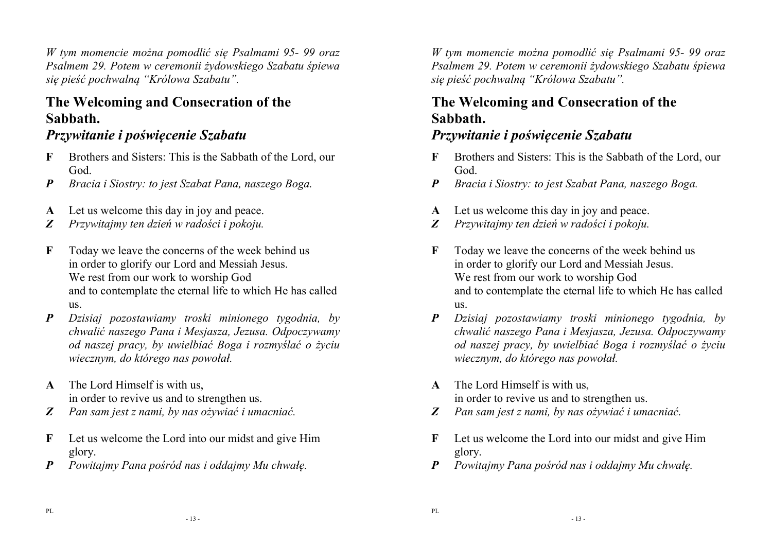*W tym momencie można pomodlić się Psalmami 95- 99 oraz Psalmem 29. Potem w ceremonii żydowskiego Szabatu śpiewa się pieśń pochwalną "Królowa Szabatu".*

## The Welcoming and Consecration of the Sabbath.
## *Przywitanie i poświęcenie Szabatu*

**F** Brothers and Sisters: This is the Sabbath of the Lord, our God.
***P*** *Bracia i Siostry: to jest Szabat Pana, naszego Boga.*

**A** Let us welcome this day in joy and peace.
***Z*** *Przywitajmy ten dzień w radości i pokoju.*

**F** Today we leave the concerns of the week behind us
in order to glorify our Lord and Messiah Jesus.
We rest from our work to worship God
and to contemplate the eternal life to which He has called us.
***P*** *Dzisiaj pozostawiamy troski minionego tygodnia, by chwalić naszego Pana i Mesjasza, Jezusa. Odpoczywamy od naszej pracy, by uwielbiać Boga i rozmyślać o życiu wiecznym, do którego nas powołał.*

**A** The Lord Himself is with us,
in order to revive us and to strengthen us.
***Z*** *Pan sam jest z nami, by nas ożywiać i umacniać.*

**F** Let us welcome the Lord into our midst and give Him glory.
***P*** *Powitajmy Pana pośród nas i oddajmy Mu chwałę.*

*W tym momencie można pomodlić się Psalmami 95- 99 oraz Psalmem 29. Potem w ceremonii żydowskiego Szabatu śpiewa się pieśń pochwalną "Królowa Szabatu".*

## The Welcoming and Consecration of the Sabbath.
## *Przywitanie i poświęcenie Szabatu*

**F** Brothers and Sisters: This is the Sabbath of the Lord, our God.
***P*** *Bracia i Siostry: to jest Szabat Pana, naszego Boga.*

**A** Let us welcome this day in joy and peace.
***Z*** *Przywitajmy ten dzień w radości i pokoju.*

**F** Today we leave the concerns of the week behind us
in order to glorify our Lord and Messiah Jesus.
We rest from our work to worship God
and to contemplate the eternal life to which He has called us.
***P*** *Dzisiaj pozostawiamy troski minionego tygodnia, by chwalić naszego Pana i Mesjasza, Jezusa. Odpoczywamy od naszej pracy, by uwielbiać Boga i rozmyślać o życiu wiecznym, do którego nas powołał.*

**A** The Lord Himself is with us,
in order to revive us and to strengthen us.
***Z*** *Pan sam jest z nami, by nas ożywiać i umacniać.*

**F** Let us welcome the Lord into our midst and give Him glory.
***P*** *Powitajmy Pana pośród nas i oddajmy Mu chwałę.*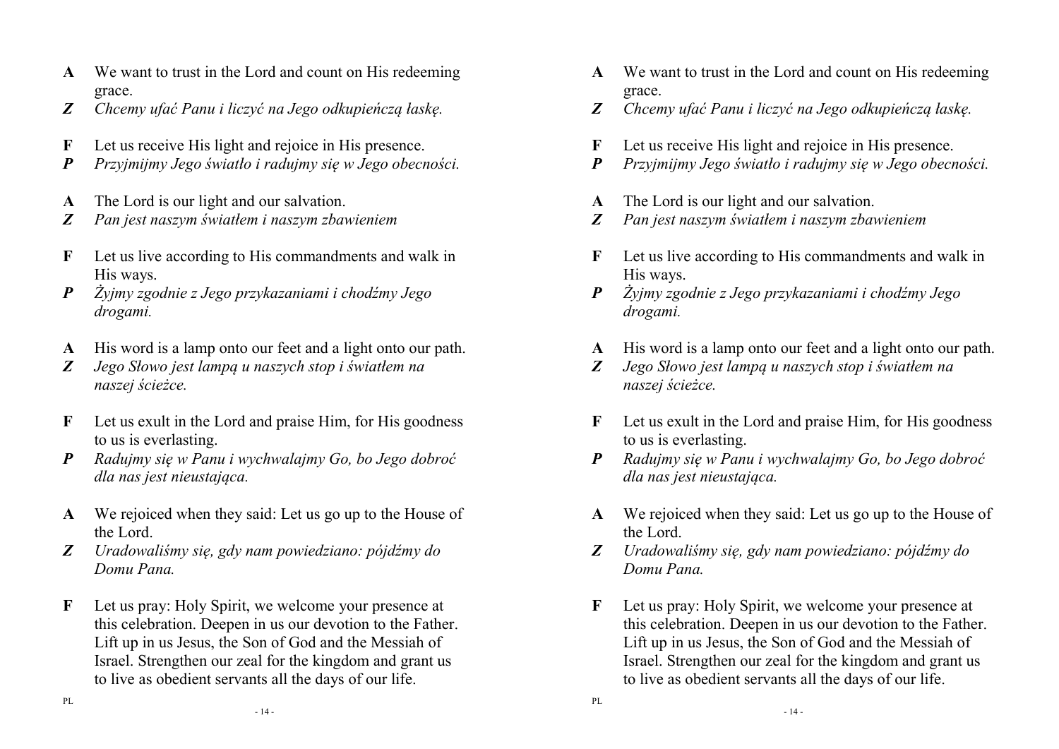**A** We want to trust in the Lord and count on His redeeming grace.
***Z*** *Chcemy ufać Panu i liczyć na Jego odkupieńczą łaskę.*

**F** Let us receive His light and rejoice in His presence.
***P*** *Przyjmijmy Jego światło i radujmy się w Jego obecności.*

**A** The Lord is our light and our salvation.
***Z*** *Pan jest naszym światłem i naszym zbawieniem*

**F** Let us live according to His commandments and walk in His ways.
***P*** *Żyjmy zgodnie z Jego przykazaniami i chodźmy Jego drogami.*

**A** His word is a lamp onto our feet and a light onto our path.
***Z*** *Jego Słowo jest lampą u naszych stop i światłem na naszej ścieżce.*

**F** Let us exult in the Lord and praise Him, for His goodness to us is everlasting.
***P*** *Radujmy się w Panu i wychwalajmy Go, bo Jego dobroć dla nas jest nieustająca.*

**A** We rejoiced when they said: Let us go up to the House of the Lord.
***Z*** *Uradowaliśmy się, gdy nam powiedziano: pójdźmy do Domu Pana.*

**F** Let us pray: Holy Spirit, we welcome your presence at this celebration. Deepen in us our devotion to the Father. Lift up in us Jesus, the Son of God and the Messiah of Israel. Strengthen our zeal for the kingdom and grant us to live as obedient servants all the days of our life.

**A** We want to trust in the Lord and count on His redeeming grace.
***Z*** *Chcemy ufać Panu i liczyć na Jego odkupieńczą łaskę.*

**F** Let us receive His light and rejoice in His presence.
***P*** *Przyjmijmy Jego światło i radujmy się w Jego obecności.*

**A** The Lord is our light and our salvation.
***Z*** *Pan jest naszym światłem i naszym zbawieniem*

**F** Let us live according to His commandments and walk in His ways.
***P*** *Żyjmy zgodnie z Jego przykazaniami i chodźmy Jego drogami.*

**A** His word is a lamp onto our feet and a light onto our path.
***Z*** *Jego Słowo jest lampą u naszych stop i światłem na naszej ścieżce.*

**F** Let us exult in the Lord and praise Him, for His goodness to us is everlasting.
***P*** *Radujmy się w Panu i wychwalajmy Go, bo Jego dobroć dla nas jest nieustająca.*

**A** We rejoiced when they said: Let us go up to the House of the Lord.
***Z*** *Uradowaliśmy się, gdy nam powiedziano: pójdźmy do Domu Pana.*

**F** Let us pray: Holy Spirit, we welcome your presence at this celebration. Deepen in us our devotion to the Father. Lift up in us Jesus, the Son of God and the Messiah of Israel. Strengthen our zeal for the kingdom and grant us to live as obedient servants all the days of our life.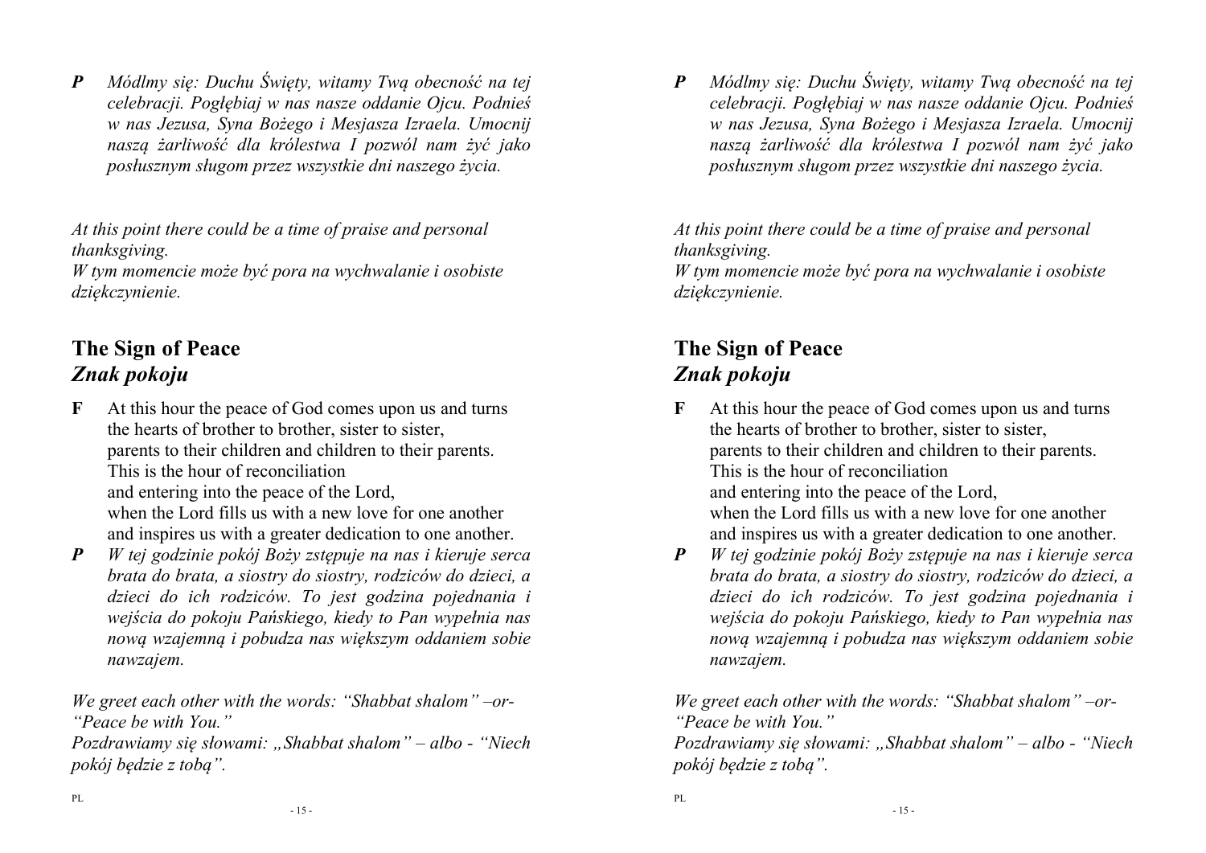***P*** *Módlmy się: Duchu Święty, witamy Twą obecność na tej celebracji. Pogłębiaj w nas nasze oddanie Ojcu. Podnieś w nas Jezusa, Syna Bożego i Mesjasza Izraela. Umocnij naszą żarliwość dla królestwa I pozwól nam żyć jako posłusznym sługom przez wszystkie dni naszego życia.*

*At this point there could be a time of praise and personal thanksgiving.*
*W tym momencie może być pora na wychwalanie i osobiste dziękczynienie.*

## The Sign of Peace
## *Znak pokoju*

**F** At this hour the peace of God comes upon us and turns the hearts of brother to brother, sister to sister, parents to their children and children to their parents. This is the hour of reconciliation and entering into the peace of the Lord, when the Lord fills us with a new love for one another and inspires us with a greater dedication to one another.

***P*** *W tej godzinie pokój Boży zstępuje na nas i kieruje serca brata do brata, a siostry do siostry, rodziców do dzieci, a dzieci do ich rodziców. To jest godzina pojednania i wejścia do pokoju Pańskiego, kiedy to Pan wypełnia nas nową wzajemną i pobudza nas większym oddaniem sobie nawzajem.*

*We greet each other with the words: "Shabbat shalom" –or- "Peace be with You."*
*Pozdrawiamy się słowami: „Shabbat shalom" – albo - "Niech pokój będzie z tobą".*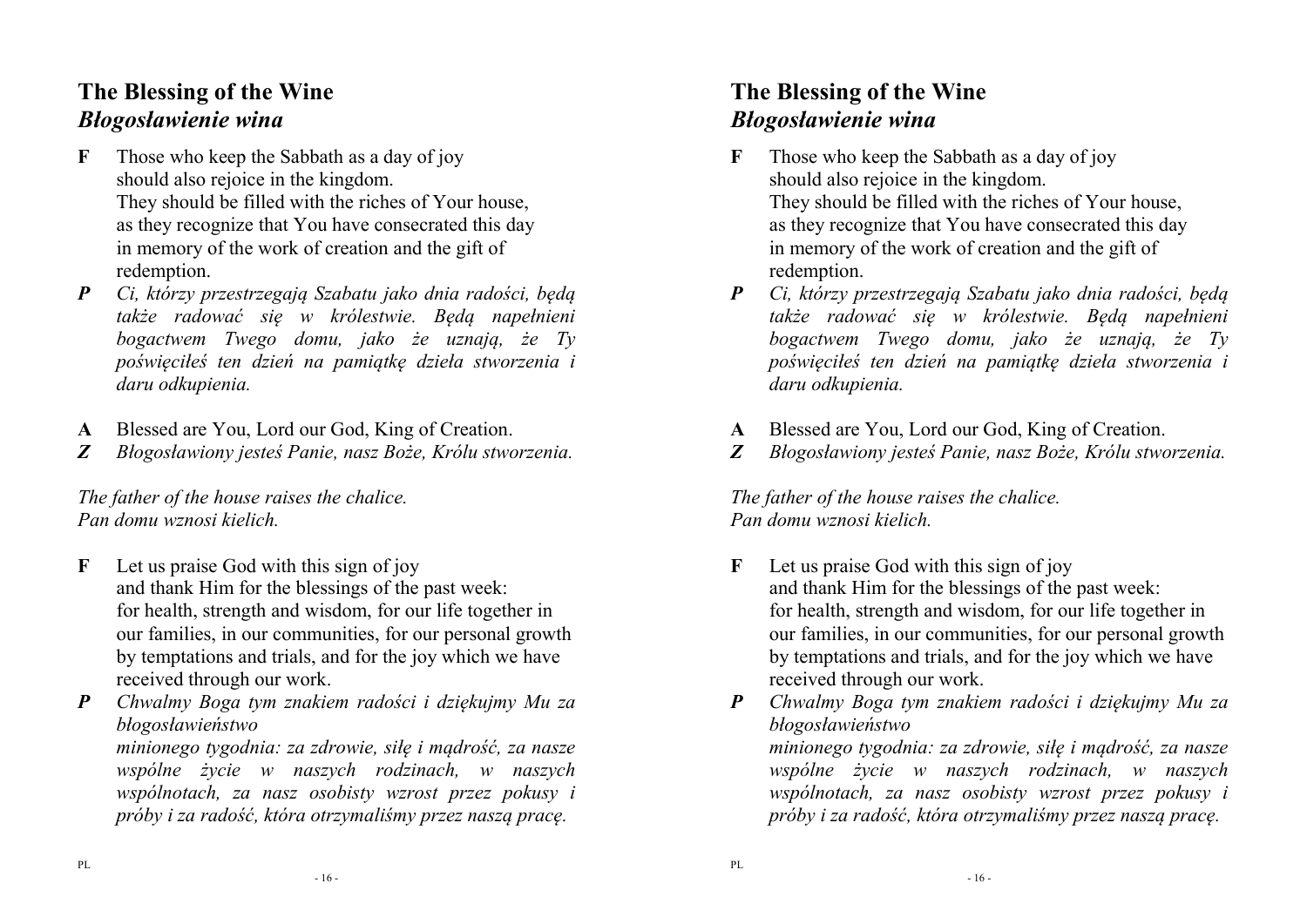## The Blessing of the Wine
## *Błogosławienie wina*

**F** Those who keep the Sabbath as a day of joy
should also rejoice in the kingdom.
They should be filled with the riches of Your house,
as they recognize that You have consecrated this day
in memory of the work of creation and the gift of
redemption.

***P*** *Ci, którzy przestrzegają Szabatu jako dnia radości, będą także radować się w królestwie. Będą napełnieni bogactwem Twego domu, jako że uznają, że Ty poświęciłeś ten dzień na pamiątkę dzieła stworzenia i daru odkupienia.*

**A** Blessed are You, Lord our God, King of Creation.
***Z*** *Błogosławiony jesteś Panie, nasz Boże, Królu stworzenia.*

*The father of the house raises the chalice.*
*Pan domu wznosi kielich.*

**F** Let us praise God with this sign of joy
and thank Him for the blessings of the past week:
for health, strength and wisdom, for our life together in
our families, in our communities, for our personal growth
by temptations and trials, and for the joy which we have
received through our work.

***P*** *Chwalmy Boga tym znakiem radości i dziękujmy Mu za błogosławieństwo*
*minionego tygodnia: za zdrowie, siłę i mądrość, za nasze wspólne życie w naszych rodzinach, w naszych wspólnotach, za nasz osobisty wzrost przez pokusy i próby i za radość, która otrzymaliśmy przez naszą pracę.*

## The Blessing of the Wine
## *Błogosławienie wina*

**F** Those who keep the Sabbath as a day of joy
should also rejoice in the kingdom.
They should be filled with the riches of Your house,
as they recognize that You have consecrated this day
in memory of the work of creation and the gift of
redemption.

***P*** *Ci, którzy przestrzegają Szabatu jako dnia radości, będą także radować się w królestwie. Będą napełnieni bogactwem Twego domu, jako że uznają, że Ty poświęciłeś ten dzień na pamiątkę dzieła stworzenia i daru odkupienia.*

**A** Blessed are You, Lord our God, King of Creation.
***Z*** *Błogosławiony jesteś Panie, nasz Boże, Królu stworzenia.*

*The father of the house raises the chalice.*
*Pan domu wznosi kielich.*

**F** Let us praise God with this sign of joy
and thank Him for the blessings of the past week:
for health, strength and wisdom, for our life together in
our families, in our communities, for our personal growth
by temptations and trials, and for the joy which we have
received through our work.

***P*** *Chwalmy Boga tym znakiem radości i dziękujmy Mu za błogosławieństwo*
*minionego tygodnia: za zdrowie, siłę i mądrość, za nasze wspólne życie w naszych rodzinach, w naszych wspólnotach, za nasz osobisty wzrost przez pokusy i próby i za radość, która otrzymaliśmy przez naszą pracę.*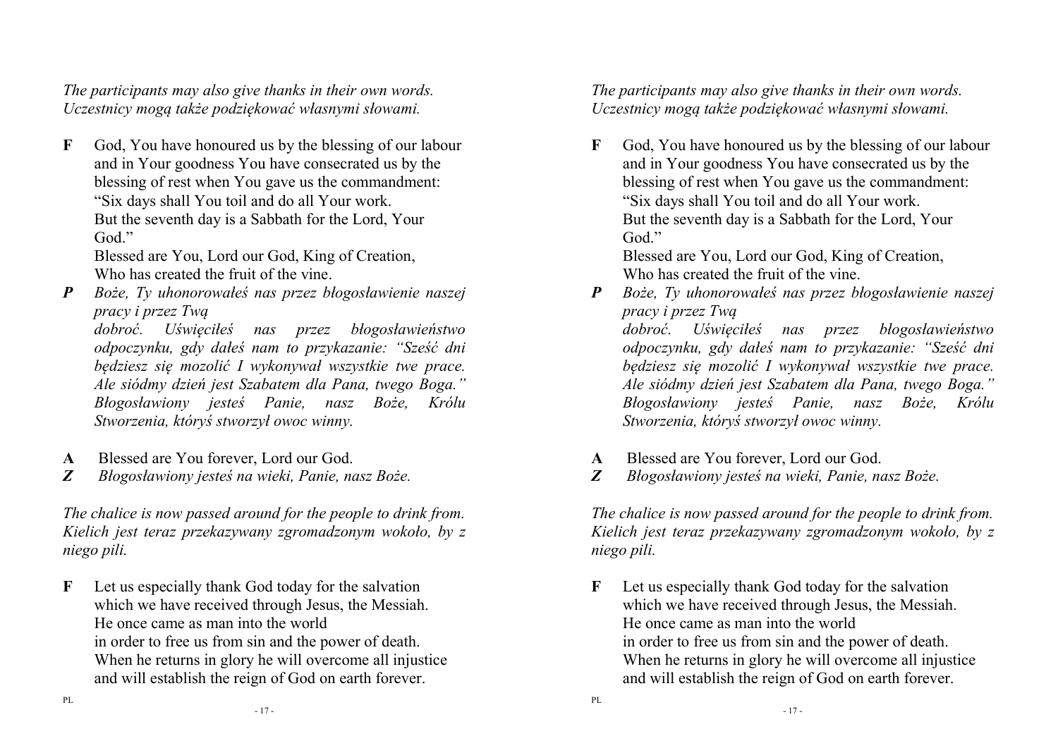*The participants may also give thanks in their own words.*
*Uczestnicy mogą także podziękować własnymi słowami.*

**F** God, You have honoured us by the blessing of our labour and in Your goodness You have consecrated us by the blessing of rest when You gave us the commandment: "Six days shall You toil and do all Your work. But the seventh day is a Sabbath for the Lord, Your God."
Blessed are You, Lord our God, King of Creation, Who has created the fruit of the vine.

***P*** *Boże, Ty uhonorowałeś nas przez błogosławienie naszej pracy i przez Twą dobroć. Uświęciłeś nas przez błogosławieństwo odpoczynku, gdy dałeś nam to przykazanie: "Sześć dni będziesz się mozolić I wykonywał wszystkie twe prace. Ale siódmy dzień jest Szabatem dla Pana, twego Boga." Błogosławiony jesteś Panie, nasz Boże, Królu Stworzenia, któryś stworzył owoc winny.*

**A** Blessed are You forever, Lord our God.
***Z*** *Błogosławiony jesteś na wieki, Panie, nasz Boże.*

*The chalice is now passed around for the people to drink from.*
*Kielich jest teraz przekazywany zgromadzonym wokoło, by z niego pili.*

**F** Let us especially thank God today for the salvation which we have received through Jesus, the Messiah. He once came as man into the world in order to free us from sin and the power of death. When he returns in glory he will overcome all injustice and will establish the reign of God on earth forever.

PL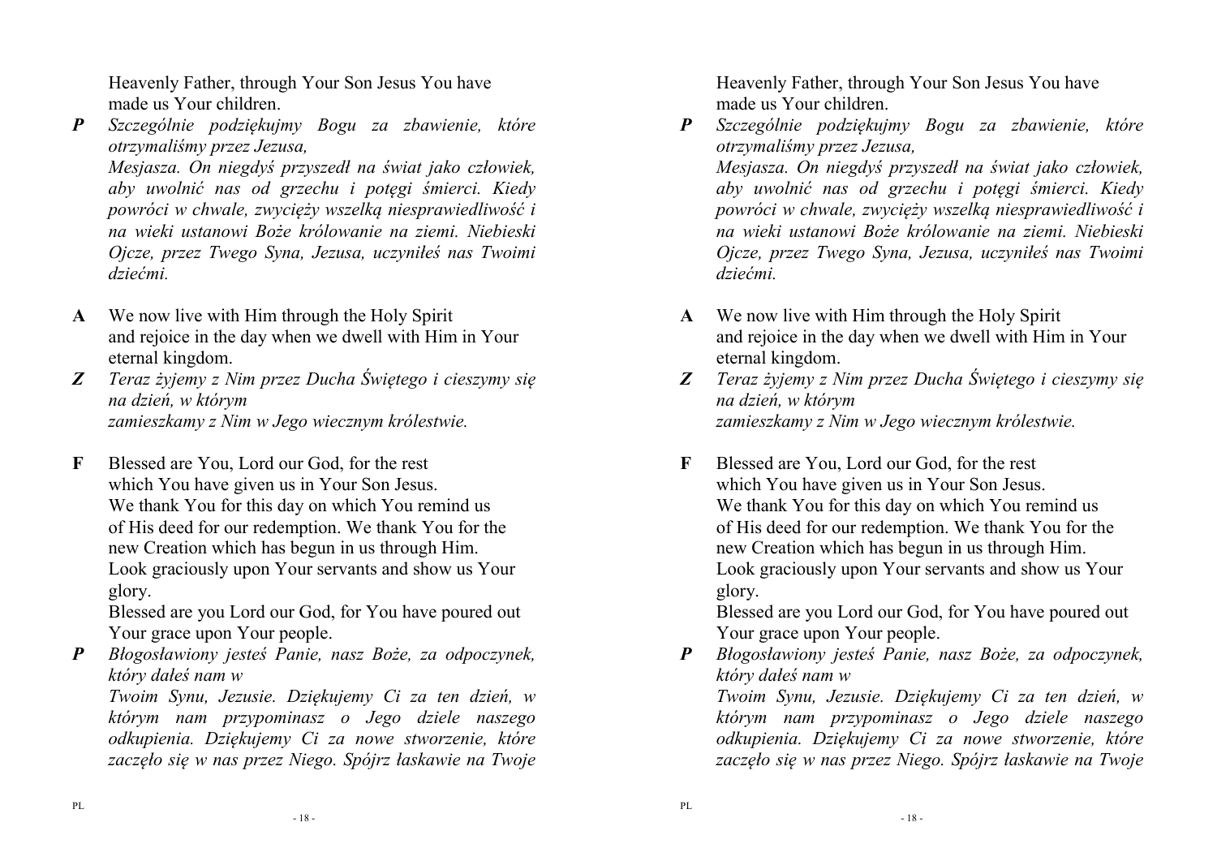Heavenly Father, through Your Son Jesus You have made us Your children.

***P*** *Szczególnie podziękujmy Bogu za zbawienie, które otrzymaliśmy przez Jezusa,*
*Mesjasza. On niegdyś przyszedł na świat jako człowiek, aby uwolnić nas od grzechu i potęgi śmierci. Kiedy powróci w chwale, zwycięży wszelką niesprawiedliwość i na wieki ustanowi Boże królowanie na ziemi. Niebieski Ojcze, przez Twego Syna, Jezusa, uczyniłeś nas Twoimi dziećmi.*

**A** We now live with Him through the Holy Spirit
and rejoice in the day when we dwell with Him in Your eternal kingdom.

***Z*** *Teraz żyjemy z Nim przez Ducha Świętego i cieszymy się na dzień, w którym*
*zamieszkamy z Nim w Jego wiecznym królestwie.*

**F** Blessed are You, Lord our God, for the rest
which You have given us in Your Son Jesus.
We thank You for this day on which You remind us of His deed for our redemption. We thank You for the new Creation which has begun in us through Him.
Look graciously upon Your servants and show us Your glory.
Blessed are you Lord our God, for You have poured out Your grace upon Your people.

***P*** *Błogosławiony jesteś Panie, nasz Boże, za odpoczynek, który dałeś nam w*
*Twoim Synu, Jezusie. Dziękujemy Ci za ten dzień, w którym nam przypominasz o Jego dziele naszego odkupienia. Dziękujemy Ci za nowe stworzenie, które zaczęło się w nas przez Niego. Spójrz łaskawie na Twoje*

Heavenly Father, through Your Son Jesus You have made us Your children.

***P*** *Szczególnie podziękujmy Bogu za zbawienie, które otrzymaliśmy przez Jezusa,*
*Mesjasza. On niegdyś przyszedł na świat jako człowiek, aby uwolnić nas od grzechu i potęgi śmierci. Kiedy powróci w chwale, zwycięży wszelką niesprawiedliwość i na wieki ustanowi Boże królowanie na ziemi. Niebieski Ojcze, przez Twego Syna, Jezusa, uczyniłeś nas Twoimi dziećmi.*

**A** We now live with Him through the Holy Spirit
and rejoice in the day when we dwell with Him in Your eternal kingdom.

***Z*** *Teraz żyjemy z Nim przez Ducha Świętego i cieszymy się na dzień, w którym*
*zamieszkamy z Nim w Jego wiecznym królestwie.*

**F** Blessed are You, Lord our God, for the rest
which You have given us in Your Son Jesus.
We thank You for this day on which You remind us of His deed for our redemption. We thank You for the new Creation which has begun in us through Him.
Look graciously upon Your servants and show us Your glory.
Blessed are you Lord our God, for You have poured out Your grace upon Your people.

***P*** *Błogosławiony jesteś Panie, nasz Boże, za odpoczynek, który dałeś nam w*
*Twoim Synu, Jezusie. Dziękujemy Ci za ten dzień, w którym nam przypominasz o Jego dziele naszego odkupienia. Dziękujemy Ci za nowe stworzenie, które zaczęło się w nas przez Niego. Spójrz łaskawie na Twoje*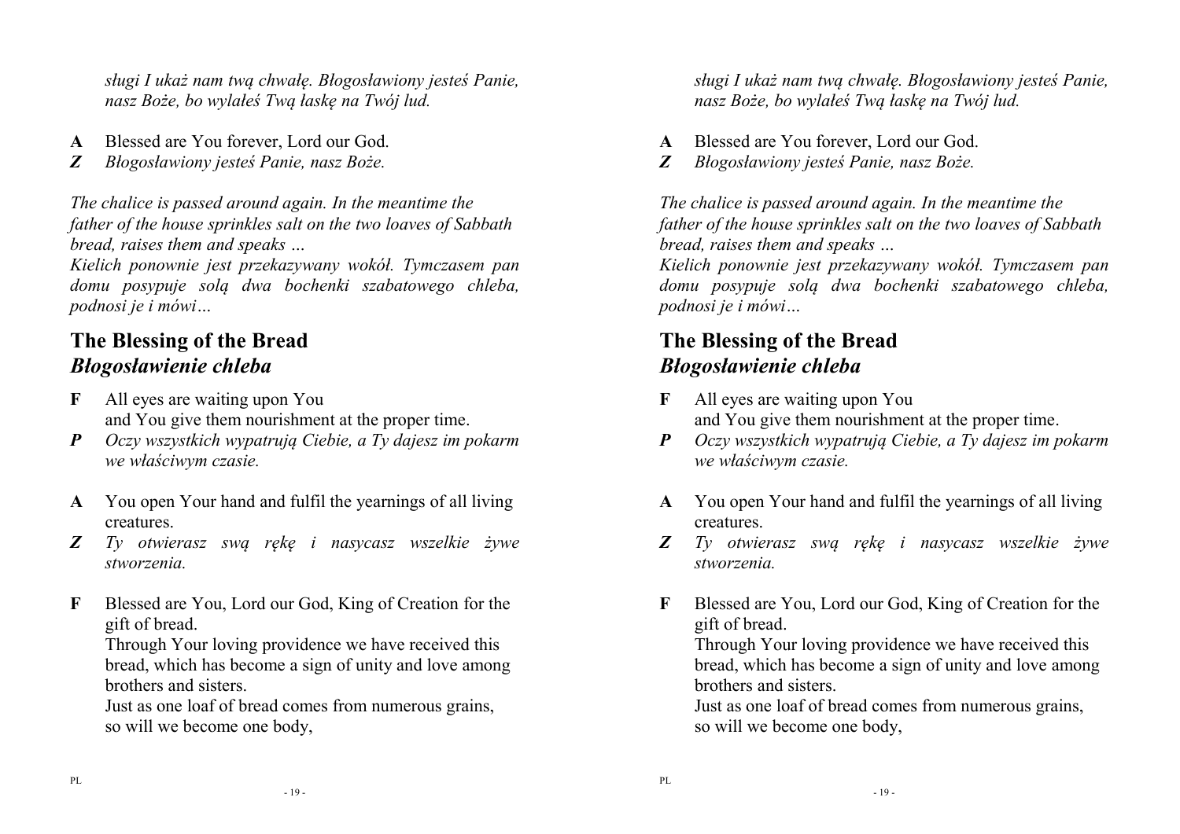*sługi I ukaż nam twą chwałę. Błogosławiony jesteś Panie, nasz Boże, bo wylałeś Twą łaskę na Twój lud.*

**A** Blessed are You forever, Lord our God.
***Z*** *Błogosławiony jesteś Panie, nasz Boże.*

*The chalice is passed around again. In the meantime the father of the house sprinkles salt on the two loaves of Sabbath bread, raises them and speaks …*
*Kielich ponownie jest przekazywany wokół. Tymczasem pan domu posypuje solą dwa bochenki szabatowego chleba, podnosi je i mówi…*

## The Blessing of the Bread
## *Błogosławienie chleba*

**F** All eyes are waiting upon You
and You give them nourishment at the proper time.
***P*** *Oczy wszystkich wypatrują Ciebie, a Ty dajesz im pokarm we właściwym czasie.*

**A** You open Your hand and fulfil the yearnings of all living creatures.
***Z*** *Ty otwierasz swą rękę i nasycasz wszelkie żywe stworzenia.*

**F** Blessed are You, Lord our God, King of Creation for the gift of bread.
Through Your loving providence we have received this bread, which has become a sign of unity and love among brothers and sisters.
Just as one loaf of bread comes from numerous grains,
so will we become one body,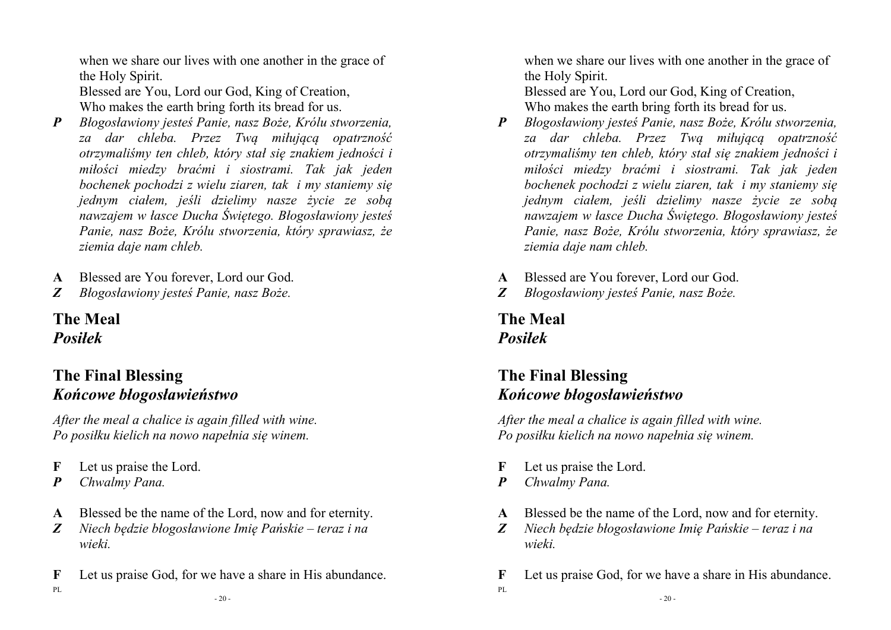when we share our lives with one another in the grace of the Holy Spirit.
Blessed are You, Lord our God, King of Creation,
Who makes the earth bring forth its bread for us.

***P*** *Błogosławiony jesteś Panie, nasz Boże, Królu stworzenia, za dar chleba. Przez Twą miłującą opatrzność otrzymaliśmy ten chleb, który stał się znakiem jedności i miłości miedzy braćmi i siostrami. Tak jak jeden bochenek pochodzi z wielu ziaren, tak i my staniemy się jednym ciałem, jeśli dzielimy nasze życie ze sobą nawzajem w łasce Ducha Świętego. Błogosławiony jesteś Panie, nasz Boże, Królu stworzenia, który sprawiasz, że ziemia daje nam chleb.*

**A** Blessed are You forever, Lord our God.
***Z*** *Błogosławiony jesteś Panie, nasz Boże.*

## The Meal
## *Posiłek*

## The Final Blessing
## *Końcowe błogosławieństwo*

*After the meal a chalice is again filled with wine.*
*Po posiłku kielich na nowo napełnia się winem.*

**F** Let us praise the Lord.
***P*** *Chwalmy Pana.*

**A** Blessed be the name of the Lord, now and for eternity.
***Z*** *Niech będzie błogosławione Imię Pańskie – teraz i na wieki.*

**F** Let us praise God, for we have a share in His abundance.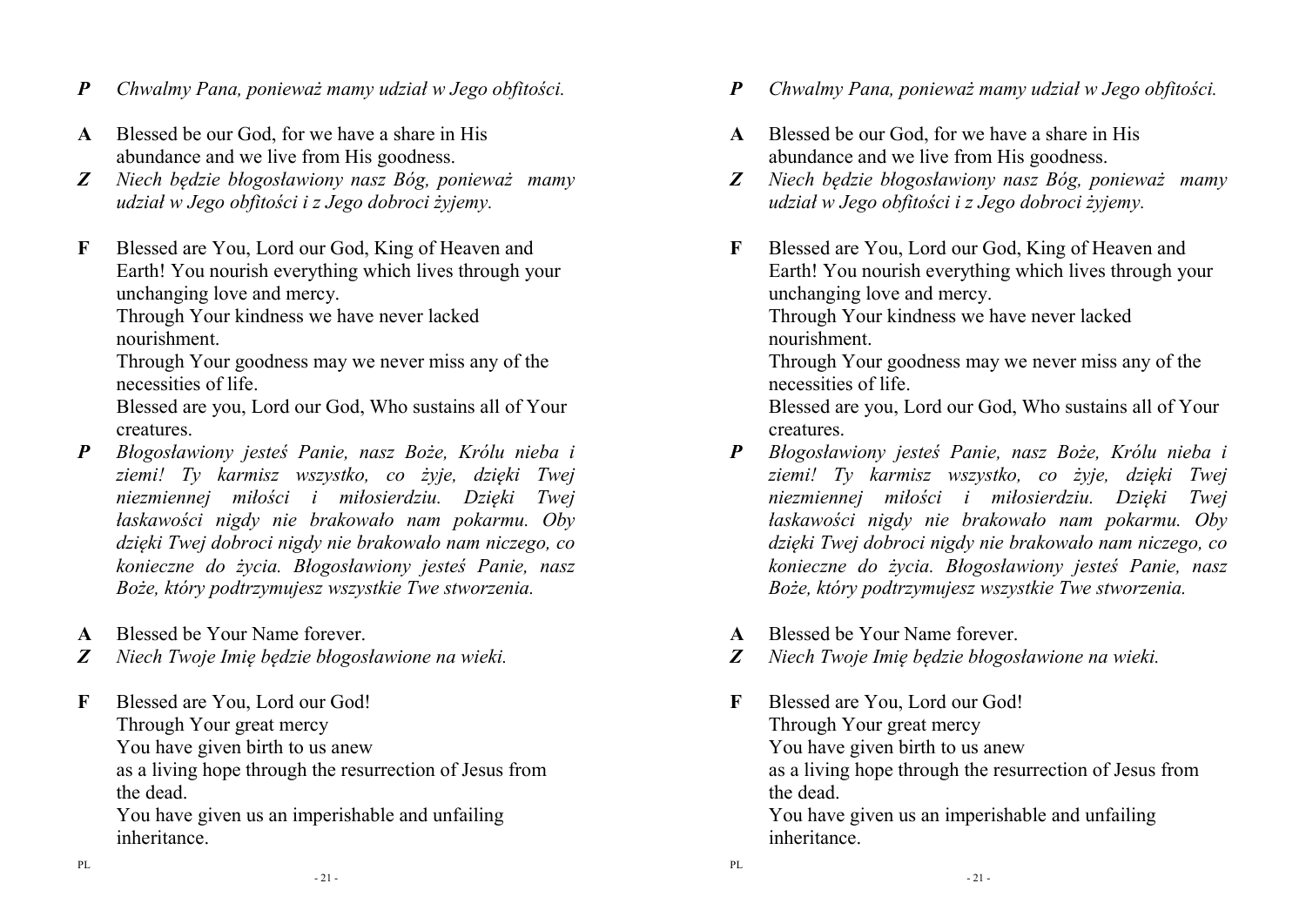***P*** *Chwalmy Pana, ponieważ mamy udział w Jego obfitości.*

**A** Blessed be our God, for we have a share in His abundance and we live from His goodness.

***Z*** *Niech będzie błogosławiony nasz Bóg, ponieważ mamy udział w Jego obfitości i z Jego dobroci żyjemy.*

**F** Blessed are You, Lord our God, King of Heaven and Earth! You nourish everything which lives through your unchanging love and mercy.
Through Your kindness we have never lacked nourishment.
Through Your goodness may we never miss any of the necessities of life.
Blessed are you, Lord our God, Who sustains all of Your creatures.

***P*** *Błogosławiony jesteś Panie, nasz Boże, Królu nieba i ziemi! Ty karmisz wszystko, co żyje, dzięki Twej niezmiennej miłości i miłosierdziu. Dzięki Twej łaskawości nigdy nie brakowało nam pokarmu. Oby dzięki Twej dobroci nigdy nie brakowało nam niczego, co konieczne do życia. Błogosławiony jesteś Panie, nasz Boże, który podtrzymujesz wszystkie Twe stworzenia.*

**A** Blessed be Your Name forever.

***Z*** *Niech Twoje Imię będzie błogosławione na wieki.*

**F** Blessed are You, Lord our God!
Through Your great mercy
You have given birth to us anew
as a living hope through the resurrection of Jesus from the dead.
You have given us an imperishable and unfailing inheritance.

PL

***P*** *Chwalmy Pana, ponieważ mamy udział w Jego obfitości.*

**A** Blessed be our God, for we have a share in His abundance and we live from His goodness.

***Z*** *Niech będzie błogosławiony nasz Bóg, ponieważ mamy udział w Jego obfitości i z Jego dobroci żyjemy.*

**F** Blessed are You, Lord our God, King of Heaven and Earth! You nourish everything which lives through your unchanging love and mercy.
Through Your kindness we have never lacked nourishment.
Through Your goodness may we never miss any of the necessities of life.
Blessed are you, Lord our God, Who sustains all of Your creatures.

***P*** *Błogosławiony jesteś Panie, nasz Boże, Królu nieba i ziemi! Ty karmisz wszystko, co żyje, dzięki Twej niezmiennej miłości i miłosierdziu. Dzięki Twej łaskawości nigdy nie brakowało nam pokarmu. Oby dzięki Twej dobroci nigdy nie brakowało nam niczego, co konieczne do życia. Błogosławiony jesteś Panie, nasz Boże, który podtrzymujesz wszystkie Twe stworzenia.*

**A** Blessed be Your Name forever.

***Z*** *Niech Twoje Imię będzie błogosławione na wieki.*

**F** Blessed are You, Lord our God!
Through Your great mercy
You have given birth to us anew
as a living hope through the resurrection of Jesus from the dead.
You have given us an imperishable and unfailing inheritance.

PL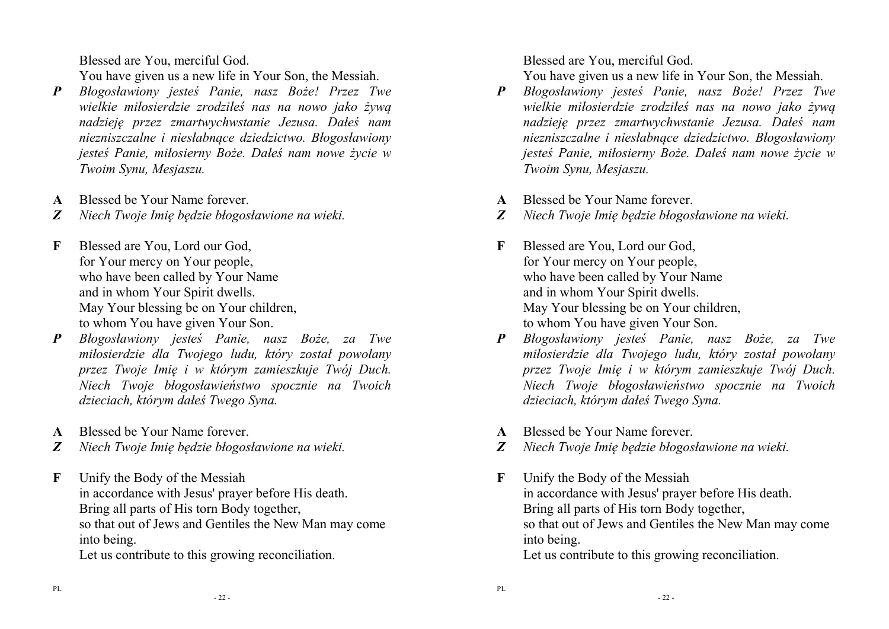Blessed are You, merciful God.
You have given us a new life in Your Son, the Messiah.

***P*** *Błogosławiony jesteś Panie, nasz Boże! Przez Twe wielkie miłosierdzie zrodziłeś nas na nowo jako żywą nadzieję przez zmartwychwstanie Jezusa. Dałeś nam niezniszczalne i niesłabnące dziedzictwo. Błogosławiony jesteś Panie, miłosierny Boże. Dałeś nam nowe życie w Twoim Synu, Mesjaszu.*

**A** Blessed be Your Name forever.

***Z*** *Niech Twoje Imię będzie błogosławione na wieki.*

**F** Blessed are You, Lord our God,
for Your mercy on Your people,
who have been called by Your Name
and in whom Your Spirit dwells.
May Your blessing be on Your children,
to whom You have given Your Son.

***P*** *Błogosławiony jesteś Panie, nasz Boże, za Twe miłosierdzie dla Twojego ludu, który został powołany przez Twoje Imię i w którym zamieszkuje Twój Duch. Niech Twoje błogosławieństwo spocznie na Twoich dzieciach, którym dałeś Twego Syna.*

**A** Blessed be Your Name forever.

***Z*** *Niech Twoje Imię będzie błogosławione na wieki.*

**F** Unify the Body of the Messiah
in accordance with Jesus' prayer before His death.
Bring all parts of His torn Body together,
so that out of Jews and Gentiles the New Man may come into being.
Let us contribute to this growing reconciliation.

Blessed are You, merciful God.
You have given us a new life in Your Son, the Messiah.

***P*** *Błogosławiony jesteś Panie, nasz Boże! Przez Twe wielkie miłosierdzie zrodziłeś nas na nowo jako żywą nadzieję przez zmartwychwstanie Jezusa. Dałeś nam niezniszczalne i niesłabnące dziedzictwo. Błogosławiony jesteś Panie, miłosierny Boże. Dałeś nam nowe życie w Twoim Synu, Mesjaszu.*

**A** Blessed be Your Name forever.

***Z*** *Niech Twoje Imię będzie błogosławione na wieki.*

**F** Blessed are You, Lord our God,
for Your mercy on Your people,
who have been called by Your Name
and in whom Your Spirit dwells.
May Your blessing be on Your children,
to whom You have given Your Son.

***P*** *Błogosławiony jesteś Panie, nasz Boże, za Twe miłosierdzie dla Twojego ludu, który został powołany przez Twoje Imię i w którym zamieszkuje Twój Duch. Niech Twoje błogosławieństwo spocznie na Twoich dzieciach, którym dałeś Twego Syna.*

**A** Blessed be Your Name forever.

***Z*** *Niech Twoje Imię będzie błogosławione na wieki.*

**F** Unify the Body of the Messiah
in accordance with Jesus' prayer before His death.
Bring all parts of His torn Body together,
so that out of Jews and Gentiles the New Man may come into being.
Let us contribute to this growing reconciliation.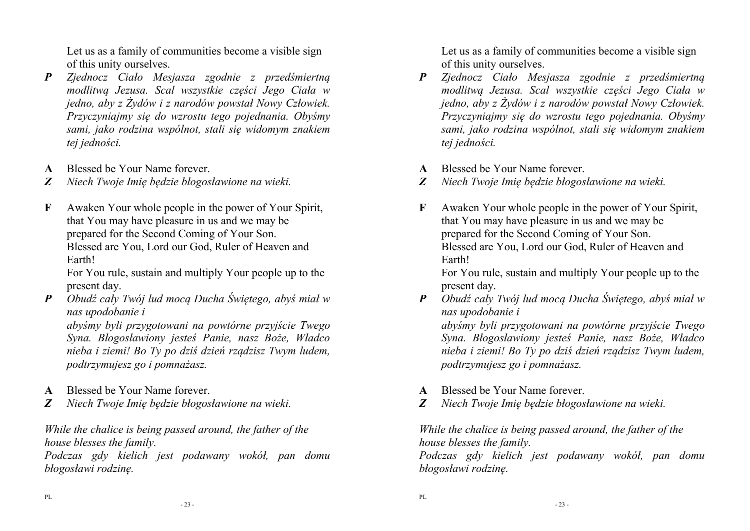Let us as a family of communities become a visible sign of this unity ourselves.

***P*** *Zjednocz Ciało Mesjasza zgodnie z przedśmiertną modlitwą Jezusa. Scal wszystkie części Jego Ciała w jedno, aby z Żydów i z narodów powstał Nowy Człowiek. Przyczyniajmy się do wzrostu tego pojednania. Obyśmy sami, jako rodzina wspólnot, stali się widomym znakiem tej jedności.*

**A** Blessed be Your Name forever.

***Z*** *Niech Twoje Imię będzie błogosławione na wieki.*

**F** Awaken Your whole people in the power of Your Spirit, that You may have pleasure in us and we may be prepared for the Second Coming of Your Son.
Blessed are You, Lord our God, Ruler of Heaven and Earth!
For You rule, sustain and multiply Your people up to the present day.

***P*** *Obudź cały Twój lud mocą Ducha Świętego, abyś miał w nas upodobanie i*
*abyśmy byli przygotowani na powtórne przyjście Twego Syna. Błogosławiony jesteś Panie, nasz Boże, Władco nieba i ziemi! Bo Ty po dziś dzień rządzisz Twym ludem, podtrzymujesz go i pomnażasz.*

**A** Blessed be Your Name forever.

***Z*** *Niech Twoje Imię będzie błogosławione na wieki.*

*While the chalice is being passed around, the father of the house blesses the family.*
*Podczas gdy kielich jest podawany wokół, pan domu błogosławi rodzinę.*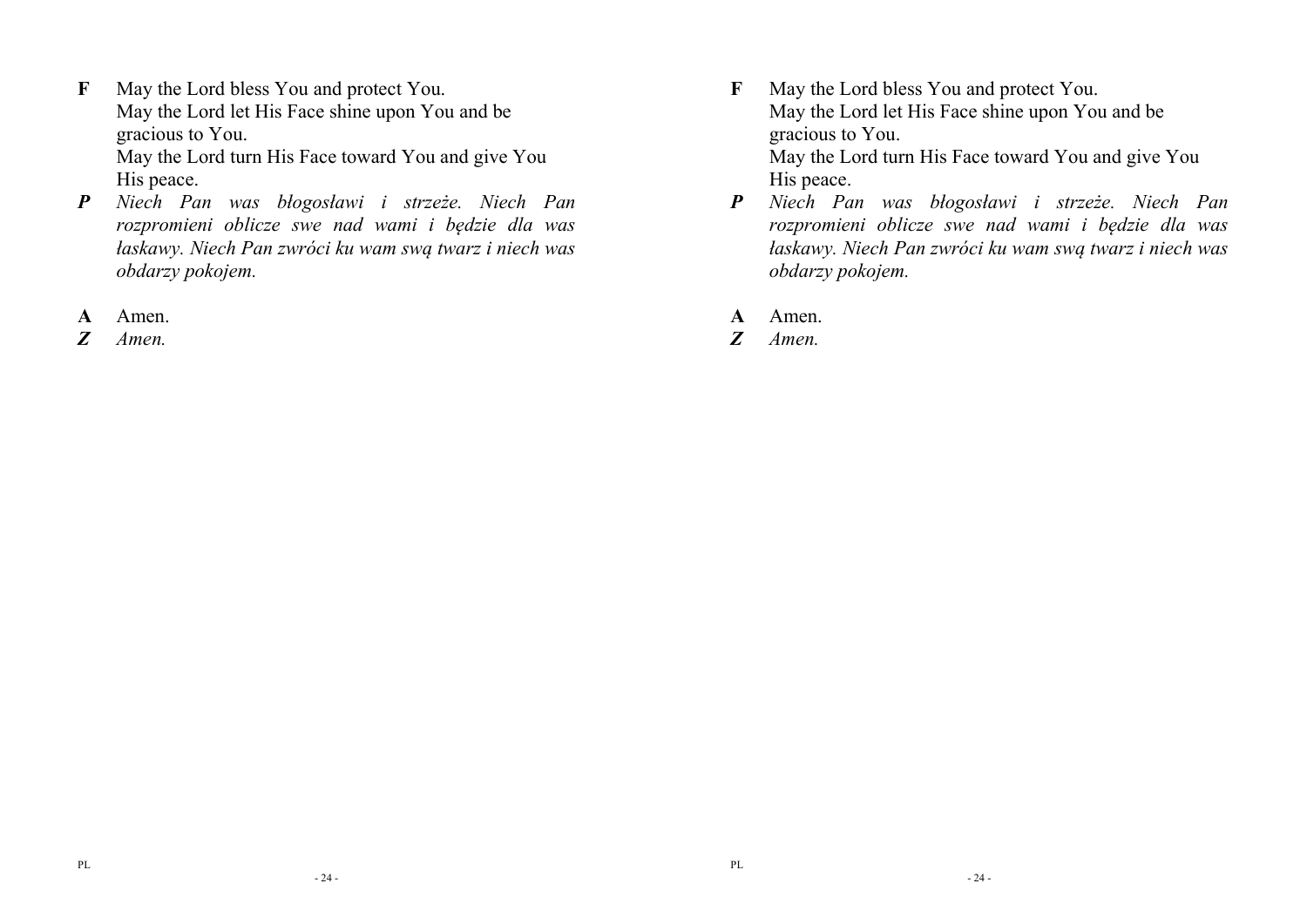**F** May the Lord bless You and protect You.
May the Lord let His Face shine upon You and be gracious to You.
May the Lord turn His Face toward You and give You His peace.

***P*** *Niech Pan was błogosławi i strzeże. Niech Pan rozpromieni oblicze swe nad wami i będzie dla was łaskawy. Niech Pan zwróci ku wam swą twarz i niech was obdarzy pokojem.*

**A** Amen.

***Z*** *Amen.*

**F** May the Lord bless You and protect You.
May the Lord let His Face shine upon You and be gracious to You.
May the Lord turn His Face toward You and give You His peace.

***P*** *Niech Pan was błogosławi i strzeże. Niech Pan rozpromieni oblicze swe nad wami i będzie dla was łaskawy. Niech Pan zwróci ku wam swą twarz i niech was obdarzy pokojem.*

**A** Amen.

***Z*** *Amen.*